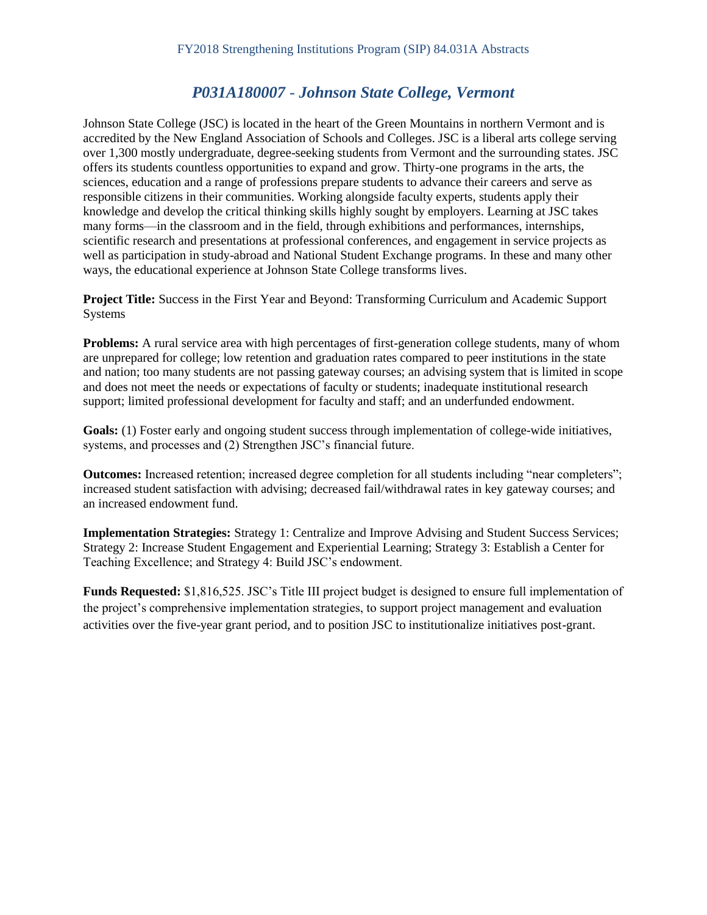# *P031A180007 - Johnson State College, Vermont*

Johnson State College (JSC) is located in the heart of the Green Mountains in northern Vermont and is accredited by the New England Association of Schools and Colleges. JSC is a liberal arts college serving over 1,300 mostly undergraduate, degree-seeking students from Vermont and the surrounding states. JSC offers its students countless opportunities to expand and grow. Thirty-one programs in the arts, the sciences, education and a range of professions prepare students to advance their careers and serve as responsible citizens in their communities. Working alongside faculty experts, students apply their knowledge and develop the critical thinking skills highly sought by employers. Learning at JSC takes many forms—in the classroom and in the field, through exhibitions and performances, internships, scientific research and presentations at professional conferences, and engagement in service projects as well as participation in study-abroad and National Student Exchange programs. In these and many other ways, the educational experience at Johnson State College transforms lives.

**Project Title:** Success in the First Year and Beyond: Transforming Curriculum and Academic Support Systems

**Problems:** A rural service area with high percentages of first-generation college students, many of whom are unprepared for college; low retention and graduation rates compared to peer institutions in the state and nation; too many students are not passing gateway courses; an advising system that is limited in scope and does not meet the needs or expectations of faculty or students; inadequate institutional research support; limited professional development for faculty and staff; and an underfunded endowment.

**Goals:** (1) Foster early and ongoing student success through implementation of college-wide initiatives, systems, and processes and (2) Strengthen JSC's financial future.

**Outcomes:** Increased retention; increased degree completion for all students including "near completers"; increased student satisfaction with advising; decreased fail/withdrawal rates in key gateway courses; and an increased endowment fund.

**Implementation Strategies:** Strategy 1: Centralize and Improve Advising and Student Success Services; Strategy 2: Increase Student Engagement and Experiential Learning; Strategy 3: Establish a Center for Teaching Excellence; and Strategy 4: Build JSC's endowment.

**Funds Requested:** $1,816,525. JSC's Title III project budget is designed to ensure full implementation of the project's comprehensive implementation strategies, to support project management and evaluation activities over the five-year grant period, and to position JSC to institutionalize initiatives post-grant.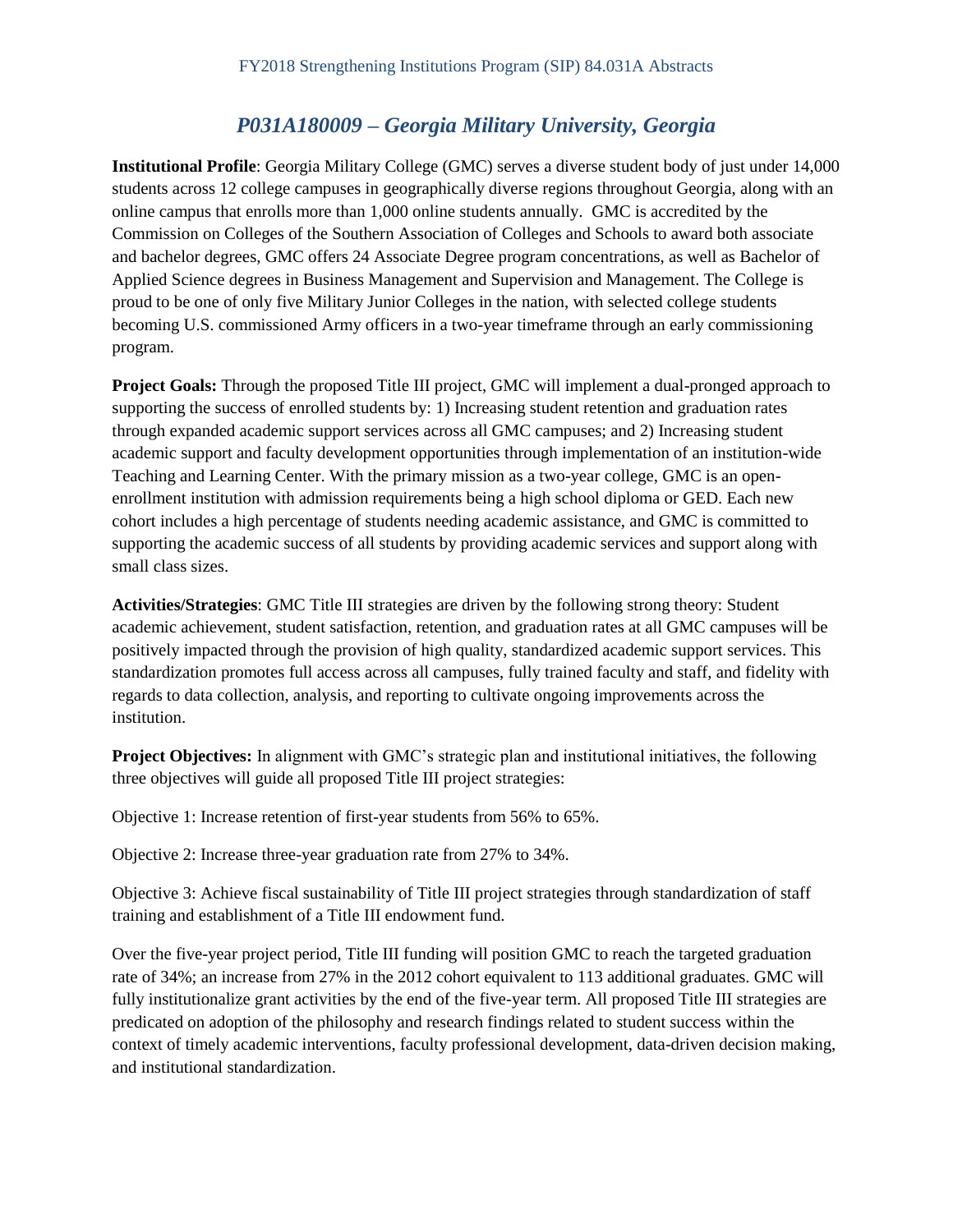## *P031A180009 – Georgia Military University, Georgia*

**Institutional Profile**: Georgia Military College (GMC) serves a diverse student body of just under 14,000 students across 12 college campuses in geographically diverse regions throughout Georgia, along with an online campus that enrolls more than 1,000 online students annually. GMC is accredited by the Commission on Colleges of the Southern Association of Colleges and Schools to award both associate and bachelor degrees, GMC offers 24 Associate Degree program concentrations, as well as Bachelor of Applied Science degrees in Business Management and Supervision and Management. The College is proud to be one of only five Military Junior Colleges in the nation, with selected college students becoming U.S. commissioned Army officers in a two-year timeframe through an early commissioning program.

**Project Goals:** Through the proposed Title III project, GMC will implement a dual-pronged approach to supporting the success of enrolled students by: 1) Increasing student retention and graduation rates through expanded academic support services across all GMC campuses; and 2) Increasing student academic support and faculty development opportunities through implementation of an institution-wide Teaching and Learning Center. With the primary mission as a two-year college, GMC is an open-enrollment institution with admission requirements being a high school diploma or GED. Each new cohort includes a high percentage of students needing academic assistance, and GMC is committed to supporting the academic success of all students by providing academic services and support along with small class sizes.

**Activities/Strategies**: GMC Title III strategies are driven by the following strong theory: Student academic achievement, student satisfaction, retention, and graduation rates at all GMC campuses will be positively impacted through the provision of high quality, standardized academic support services. This standardization promotes full access across all campuses, fully trained faculty and staff, and fidelity with regards to data collection, analysis, and reporting to cultivate ongoing improvements across the institution.

**Project Objectives:** In alignment with GMC's strategic plan and institutional initiatives, the following three objectives will guide all proposed Title III project strategies:

Objective 1: Increase retention of first-year students from 56% to 65%.

Objective 2: Increase three-year graduation rate from 27% to 34%.

Objective 3: Achieve fiscal sustainability of Title III project strategies through standardization of staff training and establishment of a Title III endowment fund.

Over the five-year project period, Title III funding will position GMC to reach the targeted graduation rate of 34%; an increase from 27% in the 2012 cohort equivalent to 113 additional graduates. GMC will fully institutionalize grant activities by the end of the five-year term. All proposed Title III strategies are predicated on adoption of the philosophy and research findings related to student success within the context of timely academic interventions, faculty professional development, data-driven decision making, and institutional standardization.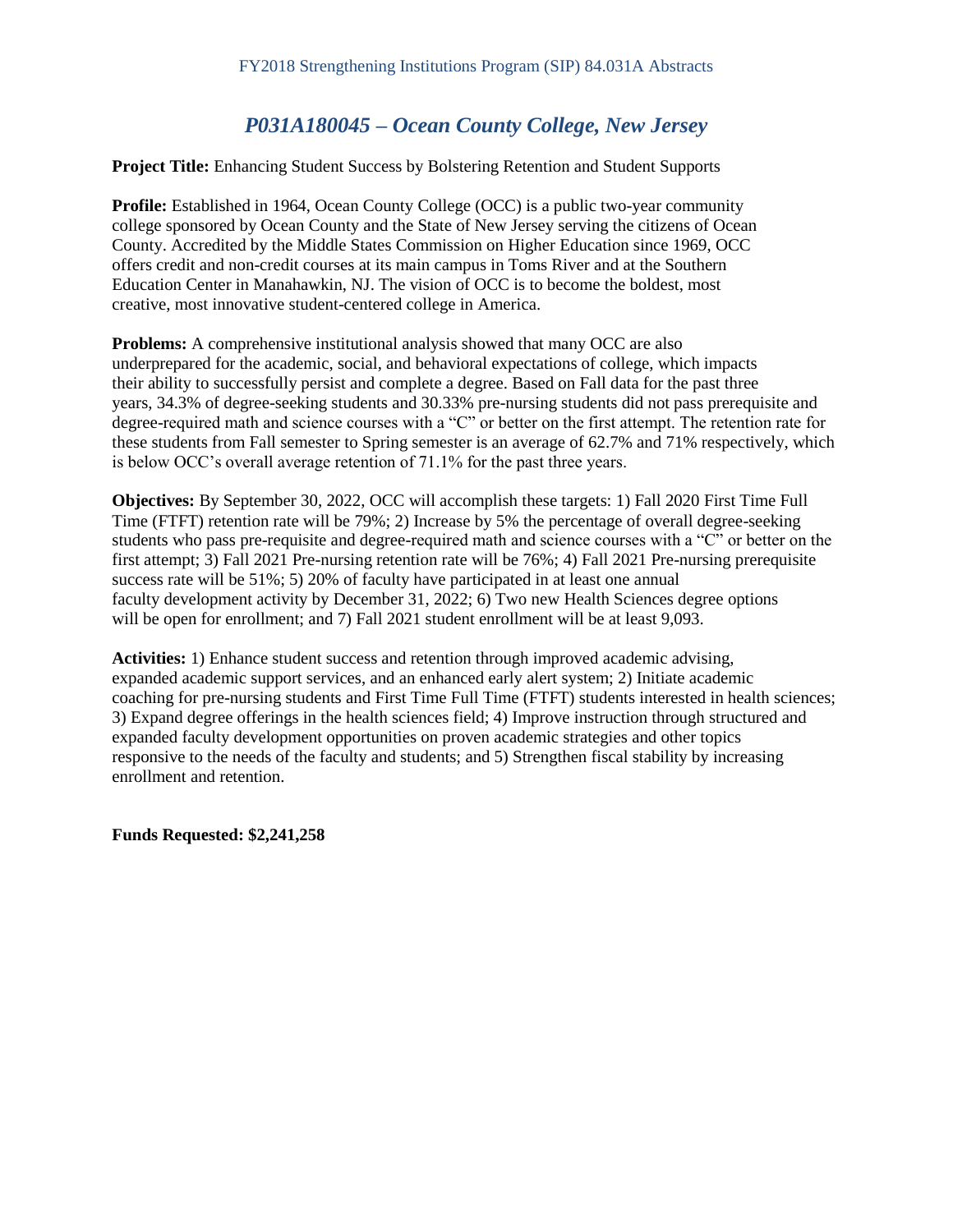## *P031A180045 – Ocean County College, New Jersey*

**Project Title:** Enhancing Student Success by Bolstering Retention and Student Supports

**Profile:** Established in 1964, Ocean County College (OCC) is a public two-year community college sponsored by Ocean County and the State of New Jersey serving the citizens of Ocean County. Accredited by the Middle States Commission on Higher Education since 1969, OCC offers credit and non-credit courses at its main campus in Toms River and at the Southern Education Center in Manahawkin, NJ. The vision of OCC is to become the boldest, most creative, most innovative student-centered college in America.

**Problems:** A comprehensive institutional analysis showed that many OCC are also underprepared for the academic, social, and behavioral expectations of college, which impacts their ability to successfully persist and complete a degree. Based on Fall data for the past three years, 34.3% of degree-seeking students and 30.33% pre-nursing students did not pass prerequisite and degree-required math and science courses with a "C" or better on the first attempt. The retention rate for these students from Fall semester to Spring semester is an average of 62.7% and 71% respectively, which is below OCC's overall average retention of 71.1% for the past three years.

**Objectives:** By September 30, 2022, OCC will accomplish these targets: 1) Fall 2020 First Time Full Time (FTFT) retention rate will be 79%; 2) Increase by 5% the percentage of overall degree-seeking students who pass pre-requisite and degree-required math and science courses with a "C" or better on the first attempt; 3) Fall 2021 Pre-nursing retention rate will be 76%; 4) Fall 2021 Pre-nursing prerequisite success rate will be 51%; 5) 20% of faculty have participated in at least one annual faculty development activity by December 31, 2022; 6) Two new Health Sciences degree options will be open for enrollment; and 7) Fall 2021 student enrollment will be at least 9,093.

**Activities:** 1) Enhance student success and retention through improved academic advising, expanded academic support services, and an enhanced early alert system; 2) Initiate academic coaching for pre-nursing students and First Time Full Time (FTFT) students interested in health sciences; 3) Expand degree offerings in the health sciences field; 4) Improve instruction through structured and expanded faculty development opportunities on proven academic strategies and other topics responsive to the needs of the faculty and students; and 5) Strengthen fiscal stability by increasing enrollment and retention.

**Funds Requested: $2,241,258**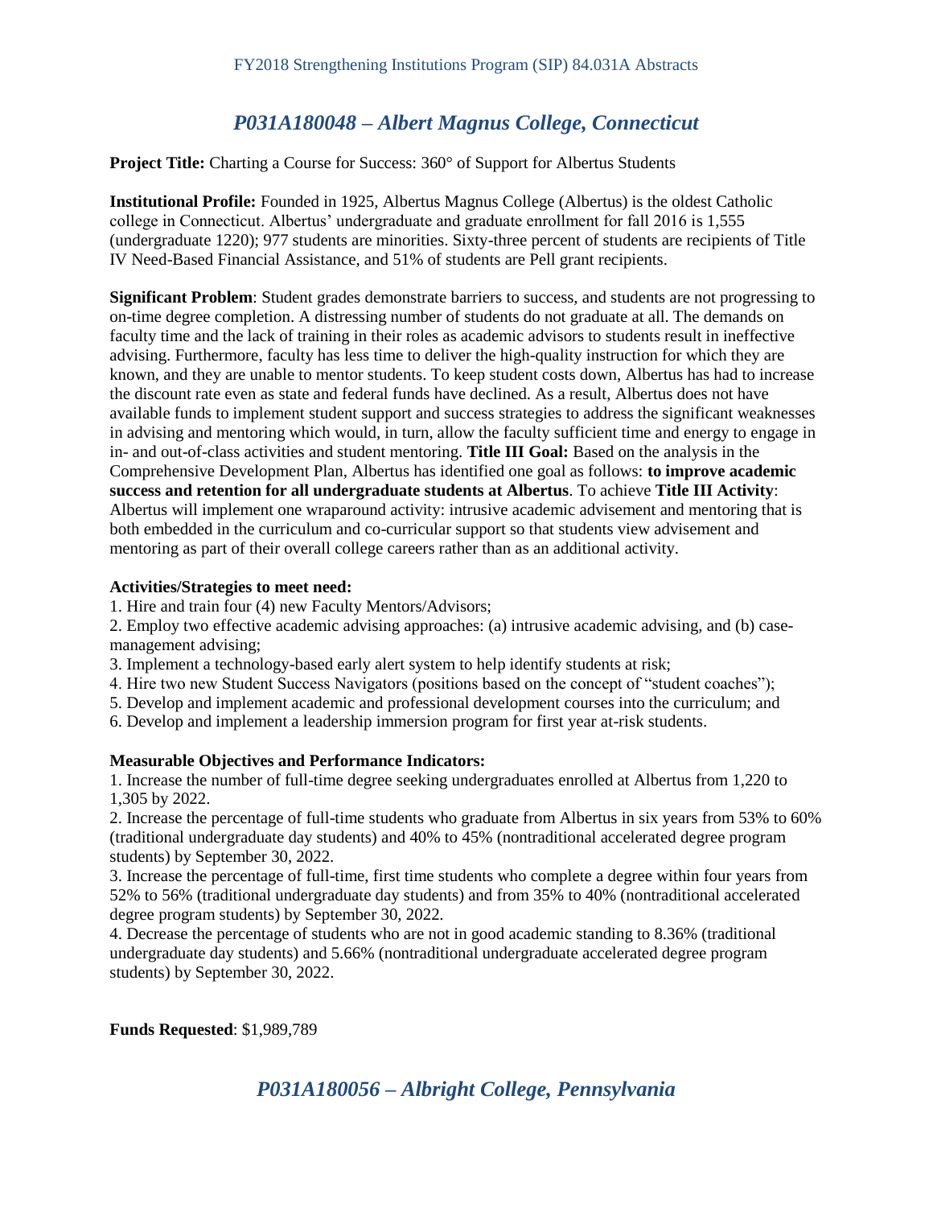## *P031A180048 – Albert Magnus College, Connecticut*

**Project Title:** Charting a Course for Success: 360° of Support for Albertus Students

**Institutional Profile:** Founded in 1925, Albertus Magnus College (Albertus) is the oldest Catholic college in Connecticut. Albertus' undergraduate and graduate enrollment for fall 2016 is 1,555 (undergraduate 1220); 977 students are minorities. Sixty-three percent of students are recipients of Title IV Need-Based Financial Assistance, and 51% of students are Pell grant recipients.

**Significant Problem**: Student grades demonstrate barriers to success, and students are not progressing to on-time degree completion. A distressing number of students do not graduate at all. The demands on faculty time and the lack of training in their roles as academic advisors to students result in ineffective advising. Furthermore, faculty has less time to deliver the high-quality instruction for which they are known, and they are unable to mentor students. To keep student costs down, Albertus has had to increase the discount rate even as state and federal funds have declined. As a result, Albertus does not have available funds to implement student support and success strategies to address the significant weaknesses in advising and mentoring which would, in turn, allow the faculty sufficient time and energy to engage in in- and out-of-class activities and student mentoring. **Title III Goal:** Based on the analysis in the Comprehensive Development Plan, Albertus has identified one goal as follows: **to improve academic success and retention for all undergraduate students at Albertus**. To achieve **Title III Activity**: Albertus will implement one wraparound activity: intrusive academic advisement and mentoring that is both embedded in the curriculum and co-curricular support so that students view advisement and mentoring as part of their overall college careers rather than as an additional activity.

**Activities/Strategies to meet need:**

1. Hire and train four (4) new Faculty Mentors/Advisors;
2. Employ two effective academic advising approaches: (a) intrusive academic advising, and (b) case-management advising;
3. Implement a technology-based early alert system to help identify students at risk;
4. Hire two new Student Success Navigators (positions based on the concept of "student coaches");
5. Develop and implement academic and professional development courses into the curriculum; and
6. Develop and implement a leadership immersion program for first year at-risk students.

**Measurable Objectives and Performance Indicators:**

1. Increase the number of full-time degree seeking undergraduates enrolled at Albertus from 1,220 to 1,305 by 2022.
2. Increase the percentage of full-time students who graduate from Albertus in six years from 53% to 60% (traditional undergraduate day students) and 40% to 45% (nontraditional accelerated degree program students) by September 30, 2022.
3. Increase the percentage of full-time, first time students who complete a degree within four years from 52% to 56% (traditional undergraduate day students) and from 35% to 40% (nontraditional accelerated degree program students) by September 30, 2022.
4. Decrease the percentage of students who are not in good academic standing to 8.36% (traditional undergraduate day students) and 5.66% (nontraditional undergraduate accelerated degree program students) by September 30, 2022.

**Funds Requested**: $1,989,789

## *P031A180056 – Albright College, Pennsylvania*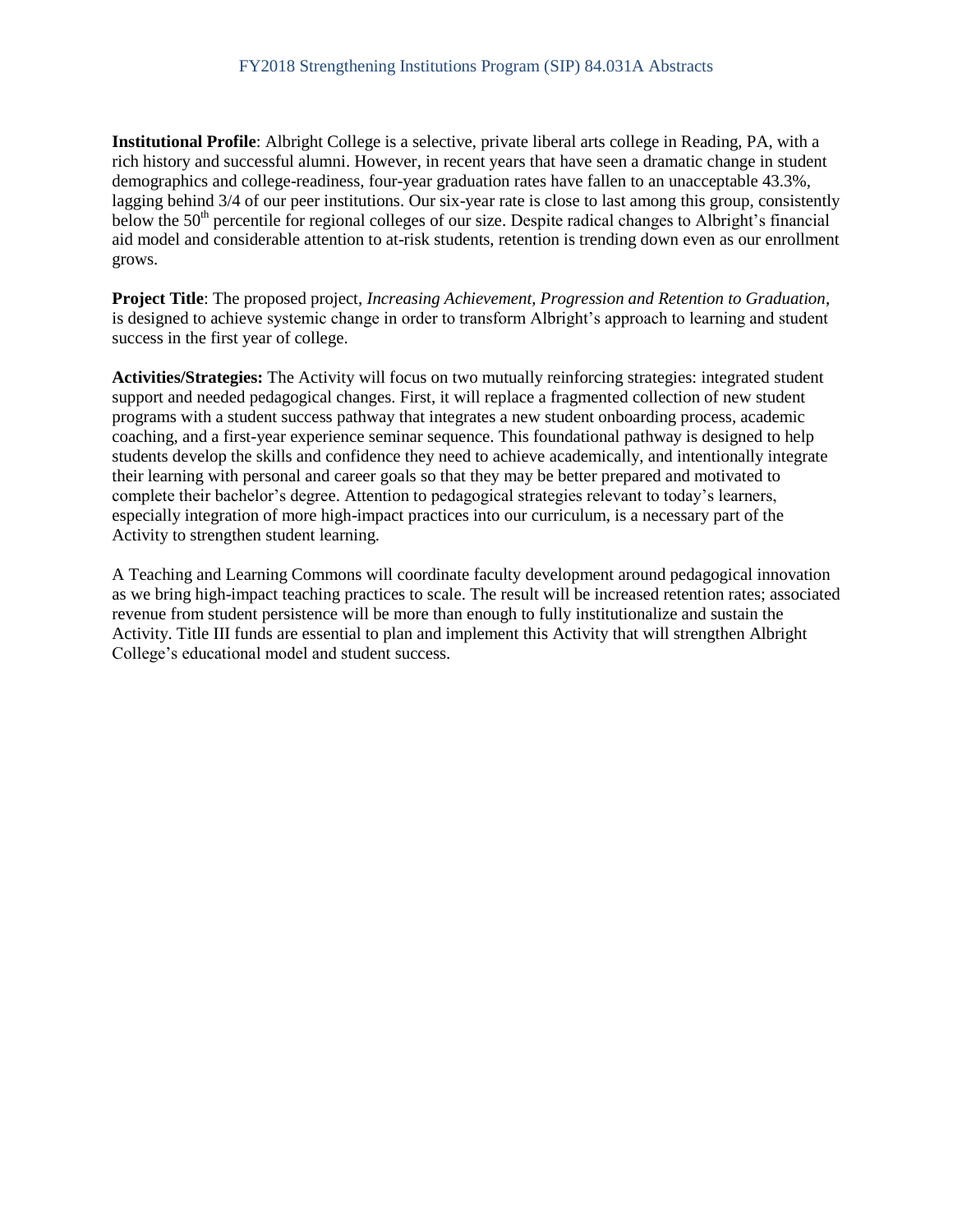**Institutional Profile**: Albright College is a selective, private liberal arts college in Reading, PA, with a rich history and successful alumni. However, in recent years that have seen a dramatic change in student demographics and college-readiness, four-year graduation rates have fallen to an unacceptable 43.3%, lagging behind 3/4 of our peer institutions. Our six-year rate is close to last among this group, consistently below the 50th percentile for regional colleges of our size. Despite radical changes to Albright's financial aid model and considerable attention to at-risk students, retention is trending down even as our enrollment grows.

**Project Title**: The proposed project, *Increasing Achievement, Progression and Retention to Graduation*, is designed to achieve systemic change in order to transform Albright's approach to learning and student success in the first year of college.

**Activities/Strategies:** The Activity will focus on two mutually reinforcing strategies: integrated student support and needed pedagogical changes. First, it will replace a fragmented collection of new student programs with a student success pathway that integrates a new student onboarding process, academic coaching, and a first-year experience seminar sequence. This foundational pathway is designed to help students develop the skills and confidence they need to achieve academically, and intentionally integrate their learning with personal and career goals so that they may be better prepared and motivated to complete their bachelor's degree. Attention to pedagogical strategies relevant to today's learners, especially integration of more high-impact practices into our curriculum, is a necessary part of the Activity to strengthen student learning.

A Teaching and Learning Commons will coordinate faculty development around pedagogical innovation as we bring high-impact teaching practices to scale. The result will be increased retention rates; associated revenue from student persistence will be more than enough to fully institutionalize and sustain the Activity. Title III funds are essential to plan and implement this Activity that will strengthen Albright College's educational model and student success.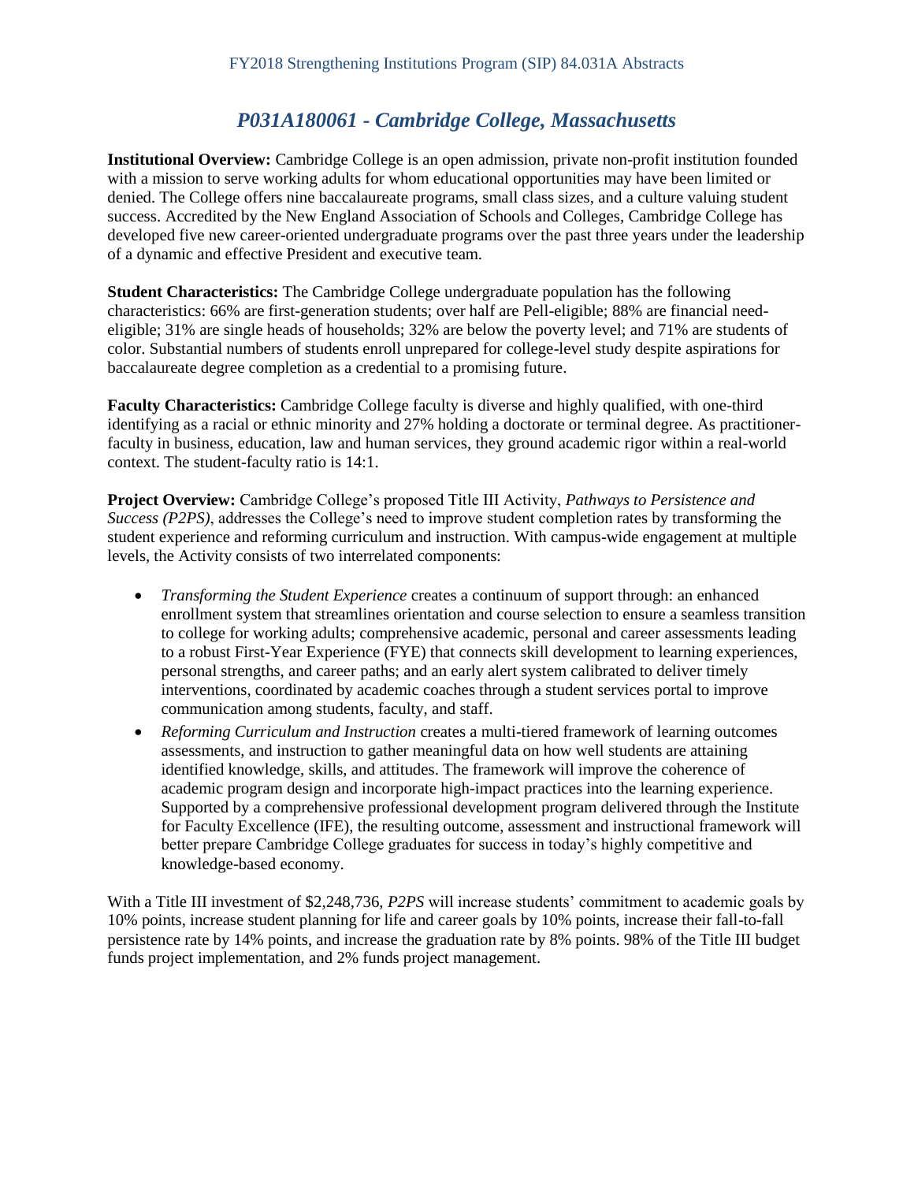## *P031A180061 - Cambridge College, Massachusetts*

**Institutional Overview:** Cambridge College is an open admission, private non-profit institution founded with a mission to serve working adults for whom educational opportunities may have been limited or denied. The College offers nine baccalaureate programs, small class sizes, and a culture valuing student success. Accredited by the New England Association of Schools and Colleges, Cambridge College has developed five new career-oriented undergraduate programs over the past three years under the leadership of a dynamic and effective President and executive team.

**Student Characteristics:** The Cambridge College undergraduate population has the following characteristics: 66% are first-generation students; over half are Pell-eligible; 88% are financial need-eligible; 31% are single heads of households; 32% are below the poverty level; and 71% are students of color. Substantial numbers of students enroll unprepared for college-level study despite aspirations for baccalaureate degree completion as a credential to a promising future.

**Faculty Characteristics:** Cambridge College faculty is diverse and highly qualified, with one-third identifying as a racial or ethnic minority and 27% holding a doctorate or terminal degree. As practitioner-faculty in business, education, law and human services, they ground academic rigor within a real-world context. The student-faculty ratio is 14:1.

**Project Overview:** Cambridge College's proposed Title III Activity, *Pathways to Persistence and Success (P2PS)*, addresses the College's need to improve student completion rates by transforming the student experience and reforming curriculum and instruction. With campus-wide engagement at multiple levels, the Activity consists of two interrelated components:

- *Transforming the Student Experience* creates a continuum of support through: an enhanced enrollment system that streamlines orientation and course selection to ensure a seamless transition to college for working adults; comprehensive academic, personal and career assessments leading to a robust First-Year Experience (FYE) that connects skill development to learning experiences, personal strengths, and career paths; and an early alert system calibrated to deliver timely interventions, coordinated by academic coaches through a student services portal to improve communication among students, faculty, and staff.
- *Reforming Curriculum and Instruction* creates a multi-tiered framework of learning outcomes assessments, and instruction to gather meaningful data on how well students are attaining identified knowledge, skills, and attitudes. The framework will improve the coherence of academic program design and incorporate high-impact practices into the learning experience. Supported by a comprehensive professional development program delivered through the Institute for Faculty Excellence (IFE), the resulting outcome, assessment and instructional framework will better prepare Cambridge College graduates for success in today's highly competitive and knowledge-based economy.

With a Title III investment of $2,248,736, *P2PS* will increase students' commitment to academic goals by 10% points, increase student planning for life and career goals by 10% points, increase their fall-to-fall persistence rate by 14% points, and increase the graduation rate by 8% points. 98% of the Title III budget funds project implementation, and 2% funds project management.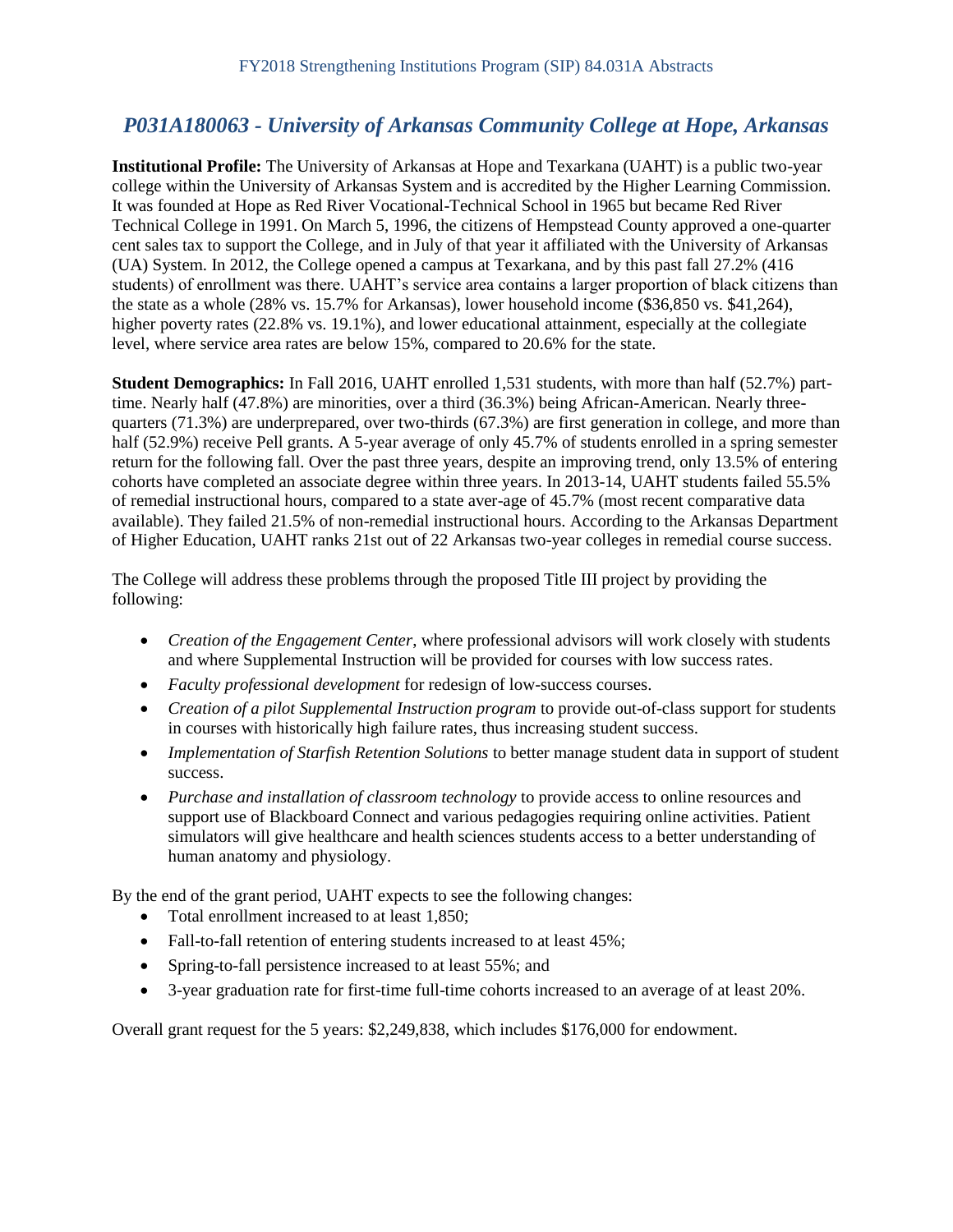## *P031A180063 - University of Arkansas Community College at Hope, Arkansas*

**Institutional Profile:** The University of Arkansas at Hope and Texarkana (UAHT) is a public two-year college within the University of Arkansas System and is accredited by the Higher Learning Commission. It was founded at Hope as Red River Vocational-Technical School in 1965 but became Red River Technical College in 1991. On March 5, 1996, the citizens of Hempstead County approved a one-quarter cent sales tax to support the College, and in July of that year it affiliated with the University of Arkansas (UA) System. In 2012, the College opened a campus at Texarkana, and by this past fall 27.2% (416 students) of enrollment was there. UAHT's service area contains a larger proportion of black citizens than the state as a whole (28% vs. 15.7% for Arkansas), lower household income ($36,850 vs. $41,264), higher poverty rates (22.8% vs. 19.1%), and lower educational attainment, especially at the collegiate level, where service area rates are below 15%, compared to 20.6% for the state.

**Student Demographics:** In Fall 2016, UAHT enrolled 1,531 students, with more than half (52.7%) part-time. Nearly half (47.8%) are minorities, over a third (36.3%) being African-American. Nearly three-quarters (71.3%) are underprepared, over two-thirds (67.3%) are first generation in college, and more than half (52.9%) receive Pell grants. A 5-year average of only 45.7% of students enrolled in a spring semester return for the following fall. Over the past three years, despite an improving trend, only 13.5% of entering cohorts have completed an associate degree within three years. In 2013-14, UAHT students failed 55.5% of remedial instructional hours, compared to a state aver-age of 45.7% (most recent comparative data available). They failed 21.5% of non-remedial instructional hours. According to the Arkansas Department of Higher Education, UAHT ranks 21st out of 22 Arkansas two-year colleges in remedial course success.

The College will address these problems through the proposed Title III project by providing the following:

- *Creation of the Engagement Center*, where professional advisors will work closely with students and where Supplemental Instruction will be provided for courses with low success rates.
- *Faculty professional development* for redesign of low-success courses.
- *Creation of a pilot Supplemental Instruction program* to provide out-of-class support for students in courses with historically high failure rates, thus increasing student success.
- *Implementation of Starfish Retention Solutions* to better manage student data in support of student success.
- *Purchase and installation of classroom technology* to provide access to online resources and support use of Blackboard Connect and various pedagogies requiring online activities. Patient simulators will give healthcare and health sciences students access to a better understanding of human anatomy and physiology.

By the end of the grant period, UAHT expects to see the following changes:

- Total enrollment increased to at least 1,850;
- Fall-to-fall retention of entering students increased to at least 45%;
- Spring-to-fall persistence increased to at least 55%; and
- 3-year graduation rate for first-time full-time cohorts increased to an average of at least 20%.

Overall grant request for the 5 years: $2,249,838, which includes $176,000 for endowment.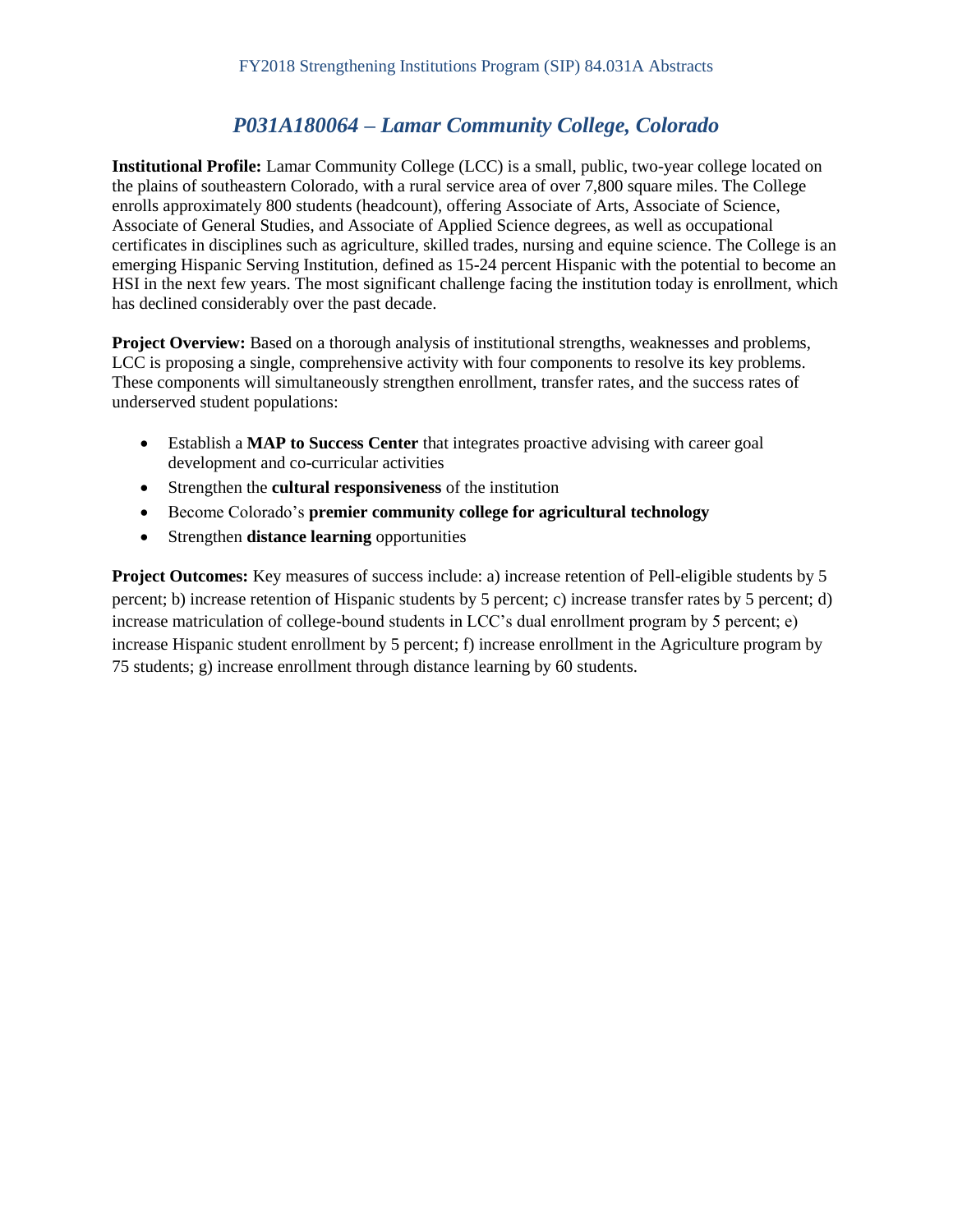## *P031A180064 – Lamar Community College, Colorado*

**Institutional Profile:** Lamar Community College (LCC) is a small, public, two-year college located on the plains of southeastern Colorado, with a rural service area of over 7,800 square miles. The College enrolls approximately 800 students (headcount), offering Associate of Arts, Associate of Science, Associate of General Studies, and Associate of Applied Science degrees, as well as occupational certificates in disciplines such as agriculture, skilled trades, nursing and equine science. The College is an emerging Hispanic Serving Institution, defined as 15-24 percent Hispanic with the potential to become an HSI in the next few years. The most significant challenge facing the institution today is enrollment, which has declined considerably over the past decade.

**Project Overview:** Based on a thorough analysis of institutional strengths, weaknesses and problems, LCC is proposing a single, comprehensive activity with four components to resolve its key problems. These components will simultaneously strengthen enrollment, transfer rates, and the success rates of underserved student populations:

- Establish a **MAP to Success Center** that integrates proactive advising with career goal development and co-curricular activities
- Strengthen the **cultural responsiveness** of the institution
- Become Colorado's **premier community college for agricultural technology**
- Strengthen **distance learning** opportunities

**Project Outcomes:** Key measures of success include: a) increase retention of Pell-eligible students by 5 percent; b) increase retention of Hispanic students by 5 percent; c) increase transfer rates by 5 percent; d) increase matriculation of college-bound students in LCC's dual enrollment program by 5 percent; e) increase Hispanic student enrollment by 5 percent; f) increase enrollment in the Agriculture program by 75 students; g) increase enrollment through distance learning by 60 students.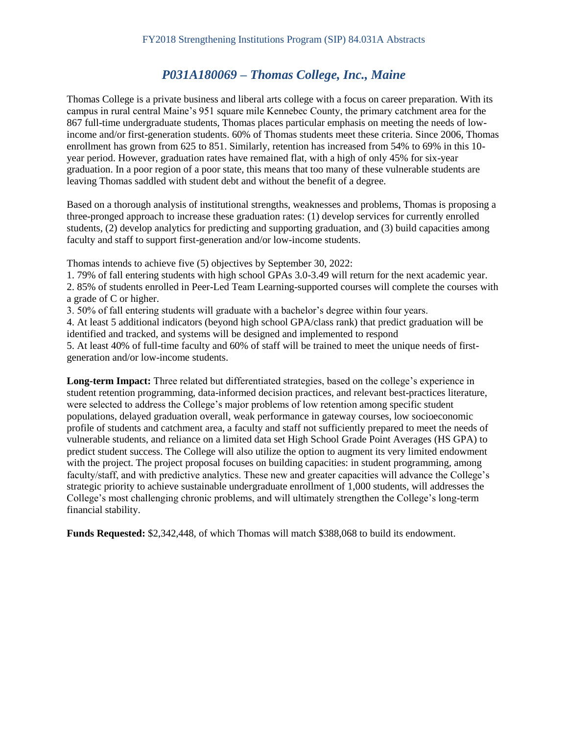## *P031A180069 – Thomas College, Inc., Maine*

Thomas College is a private business and liberal arts college with a focus on career preparation. With its campus in rural central Maine's 951 square mile Kennebec County, the primary catchment area for the 867 full-time undergraduate students, Thomas places particular emphasis on meeting the needs of low-income and/or first-generation students. 60% of Thomas students meet these criteria. Since 2006, Thomas enrollment has grown from 625 to 851. Similarly, retention has increased from 54% to 69% in this 10-year period. However, graduation rates have remained flat, with a high of only 45% for six-year graduation. In a poor region of a poor state, this means that too many of these vulnerable students are leaving Thomas saddled with student debt and without the benefit of a degree.

Based on a thorough analysis of institutional strengths, weaknesses and problems, Thomas is proposing a three-pronged approach to increase these graduation rates: (1) develop services for currently enrolled students, (2) develop analytics for predicting and supporting graduation, and (3) build capacities among faculty and staff to support first-generation and/or low-income students.

Thomas intends to achieve five (5) objectives by September 30, 2022:

1. 79% of fall entering students with high school GPAs 3.0-3.49 will return for the next academic year.
2. 85% of students enrolled in Peer-Led Team Learning-supported courses will complete the courses with a grade of C or higher.
3. 50% of fall entering students will graduate with a bachelor's degree within four years.
4. At least 5 additional indicators (beyond high school GPA/class rank) that predict graduation will be identified and tracked, and systems will be designed and implemented to respond
5. At least 40% of full-time faculty and 60% of staff will be trained to meet the unique needs of first-generation and/or low-income students.

**Long-term Impact:** Three related but differentiated strategies, based on the college's experience in student retention programming, data-informed decision practices, and relevant best-practices literature, were selected to address the College's major problems of low retention among specific student populations, delayed graduation overall, weak performance in gateway courses, low socioeconomic profile of students and catchment area, a faculty and staff not sufficiently prepared to meet the needs of vulnerable students, and reliance on a limited data set High School Grade Point Averages (HS GPA) to predict student success. The College will also utilize the option to augment its very limited endowment with the project. The project proposal focuses on building capacities: in student programming, among faculty/staff, and with predictive analytics. These new and greater capacities will advance the College's strategic priority to achieve sustainable undergraduate enrollment of 1,000 students, will addresses the College's most challenging chronic problems, and will ultimately strengthen the College's long-term financial stability.

**Funds Requested:** $2,342,448, of which Thomas will match $388,068 to build its endowment.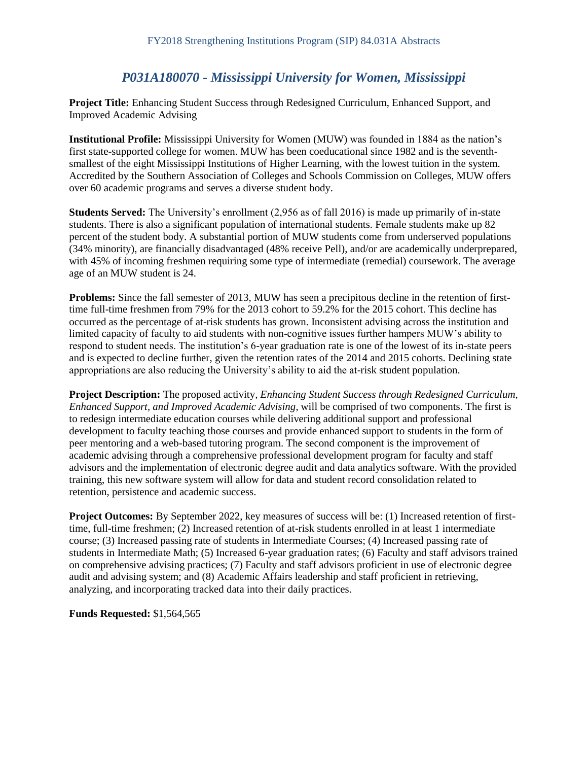## *P031A180070 - Mississippi University for Women, Mississippi*

**Project Title:** Enhancing Student Success through Redesigned Curriculum, Enhanced Support, and Improved Academic Advising

**Institutional Profile:** Mississippi University for Women (MUW) was founded in 1884 as the nation's first state-supported college for women. MUW has been coeducational since 1982 and is the seventh-smallest of the eight Mississippi Institutions of Higher Learning, with the lowest tuition in the system. Accredited by the Southern Association of Colleges and Schools Commission on Colleges, MUW offers over 60 academic programs and serves a diverse student body.

**Students Served:** The University's enrollment (2,956 as of fall 2016) is made up primarily of in-state students. There is also a significant population of international students. Female students make up 82 percent of the student body. A substantial portion of MUW students come from underserved populations (34% minority), are financially disadvantaged (48% receive Pell), and/or are academically underprepared, with 45% of incoming freshmen requiring some type of intermediate (remedial) coursework. The average age of an MUW student is 24.

**Problems:** Since the fall semester of 2013, MUW has seen a precipitous decline in the retention of first-time full-time freshmen from 79% for the 2013 cohort to 59.2% for the 2015 cohort. This decline has occurred as the percentage of at-risk students has grown. Inconsistent advising across the institution and limited capacity of faculty to aid students with non-cognitive issues further hampers MUW's ability to respond to student needs. The institution's 6-year graduation rate is one of the lowest of its in-state peers and is expected to decline further, given the retention rates of the 2014 and 2015 cohorts. Declining state appropriations are also reducing the University's ability to aid the at-risk student population.

**Project Description:** The proposed activity, *Enhancing Student Success through Redesigned Curriculum, Enhanced Support, and Improved Academic Advising*, will be comprised of two components. The first is to redesign intermediate education courses while delivering additional support and professional development to faculty teaching those courses and provide enhanced support to students in the form of peer mentoring and a web-based tutoring program. The second component is the improvement of academic advising through a comprehensive professional development program for faculty and staff advisors and the implementation of electronic degree audit and data analytics software. With the provided training, this new software system will allow for data and student record consolidation related to retention, persistence and academic success.

**Project Outcomes:** By September 2022, key measures of success will be: (1) Increased retention of first-time, full-time freshmen; (2) Increased retention of at-risk students enrolled in at least 1 intermediate course; (3) Increased passing rate of students in Intermediate Courses; (4) Increased passing rate of students in Intermediate Math; (5) Increased 6-year graduation rates; (6) Faculty and staff advisors trained on comprehensive advising practices; (7) Faculty and staff advisors proficient in use of electronic degree audit and advising system; and (8) Academic Affairs leadership and staff proficient in retrieving, analyzing, and incorporating tracked data into their daily practices.

**Funds Requested:** $1,564,565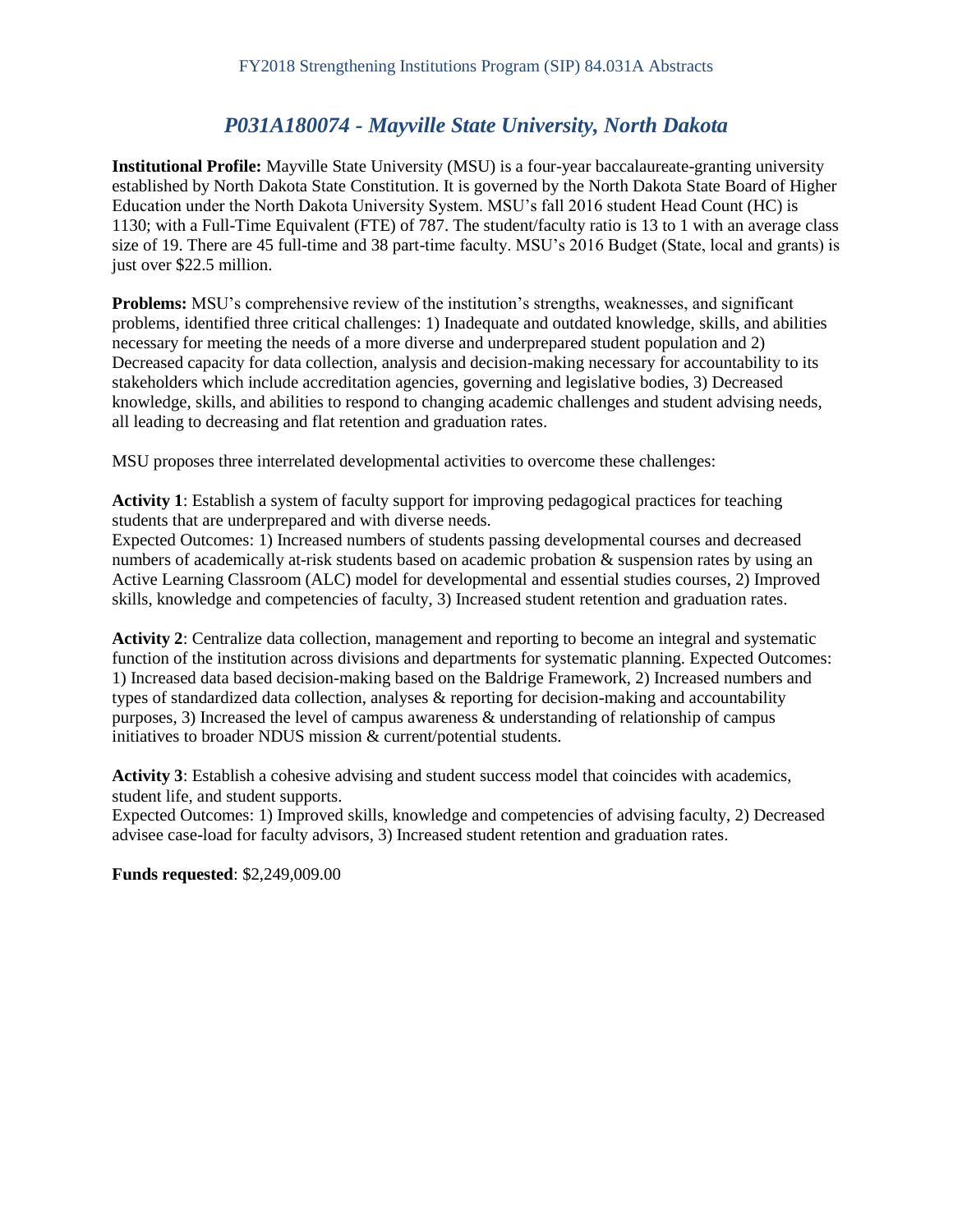## *P031A180074 - Mayville State University, North Dakota*

**Institutional Profile:** Mayville State University (MSU) is a four-year baccalaureate-granting university established by North Dakota State Constitution. It is governed by the North Dakota State Board of Higher Education under the North Dakota University System. MSU's fall 2016 student Head Count (HC) is 1130; with a Full-Time Equivalent (FTE) of 787. The student/faculty ratio is 13 to 1 with an average class size of 19. There are 45 full-time and 38 part-time faculty. MSU's 2016 Budget (State, local and grants) is just over $22.5 million.

**Problems:** MSU's comprehensive review of the institution's strengths, weaknesses, and significant problems, identified three critical challenges: 1) Inadequate and outdated knowledge, skills, and abilities necessary for meeting the needs of a more diverse and underprepared student population and 2) Decreased capacity for data collection, analysis and decision-making necessary for accountability to its stakeholders which include accreditation agencies, governing and legislative bodies, 3) Decreased knowledge, skills, and abilities to respond to changing academic challenges and student advising needs, all leading to decreasing and flat retention and graduation rates.

MSU proposes three interrelated developmental activities to overcome these challenges:

**Activity 1**: Establish a system of faculty support for improving pedagogical practices for teaching students that are underprepared and with diverse needs.
Expected Outcomes: 1) Increased numbers of students passing developmental courses and decreased numbers of academically at-risk students based on academic probation & suspension rates by using an Active Learning Classroom (ALC) model for developmental and essential studies courses, 2) Improved skills, knowledge and competencies of faculty, 3) Increased student retention and graduation rates.

**Activity 2**: Centralize data collection, management and reporting to become an integral and systematic function of the institution across divisions and departments for systematic planning. Expected Outcomes: 1) Increased data based decision-making based on the Baldrige Framework, 2) Increased numbers and types of standardized data collection, analyses & reporting for decision-making and accountability purposes, 3) Increased the level of campus awareness & understanding of relationship of campus initiatives to broader NDUS mission & current/potential students.

**Activity 3**: Establish a cohesive advising and student success model that coincides with academics, student life, and student supports.
Expected Outcomes: 1) Improved skills, knowledge and competencies of advising faculty, 2) Decreased advisee case-load for faculty advisors, 3) Increased student retention and graduation rates.

**Funds requested**: $2,249,009.00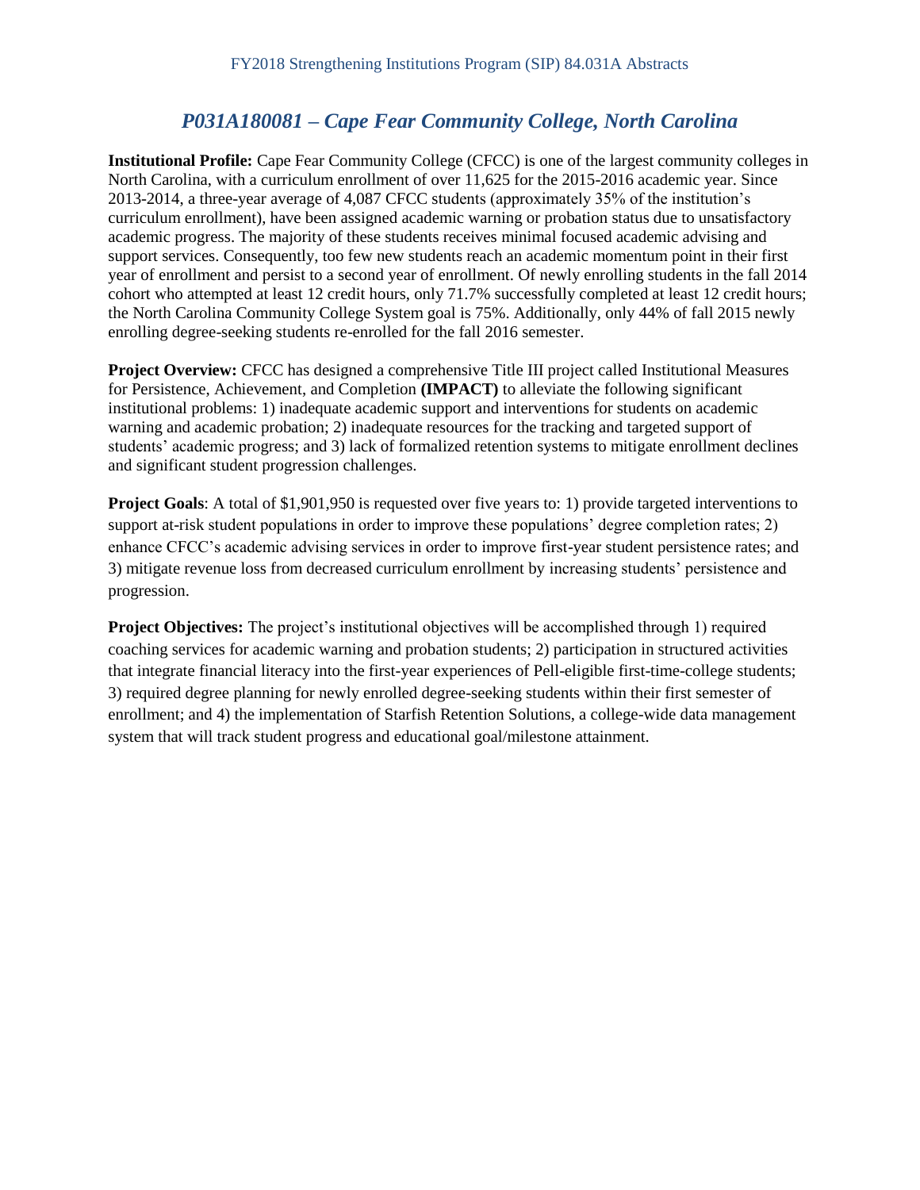## *P031A180081 – Cape Fear Community College, North Carolina*

**Institutional Profile:** Cape Fear Community College (CFCC) is one of the largest community colleges in North Carolina, with a curriculum enrollment of over 11,625 for the 2015-2016 academic year. Since 2013-2014, a three-year average of 4,087 CFCC students (approximately 35% of the institution's curriculum enrollment), have been assigned academic warning or probation status due to unsatisfactory academic progress. The majority of these students receives minimal focused academic advising and support services. Consequently, too few new students reach an academic momentum point in their first year of enrollment and persist to a second year of enrollment. Of newly enrolling students in the fall 2014 cohort who attempted at least 12 credit hours, only 71.7% successfully completed at least 12 credit hours; the North Carolina Community College System goal is 75%. Additionally, only 44% of fall 2015 newly enrolling degree-seeking students re-enrolled for the fall 2016 semester.

**Project Overview:** CFCC has designed a comprehensive Title III project called Institutional Measures for Persistence, Achievement, and Completion **(IMPACT)** to alleviate the following significant institutional problems: 1) inadequate academic support and interventions for students on academic warning and academic probation; 2) inadequate resources for the tracking and targeted support of students' academic progress; and 3) lack of formalized retention systems to mitigate enrollment declines and significant student progression challenges.

**Project Goals**: A total of $1,901,950 is requested over five years to: 1) provide targeted interventions to support at-risk student populations in order to improve these populations' degree completion rates; 2) enhance CFCC's academic advising services in order to improve first-year student persistence rates; and 3) mitigate revenue loss from decreased curriculum enrollment by increasing students' persistence and progression.

**Project Objectives:** The project's institutional objectives will be accomplished through 1) required coaching services for academic warning and probation students; 2) participation in structured activities that integrate financial literacy into the first-year experiences of Pell-eligible first-time-college students; 3) required degree planning for newly enrolled degree-seeking students within their first semester of enrollment; and 4) the implementation of Starfish Retention Solutions, a college-wide data management system that will track student progress and educational goal/milestone attainment.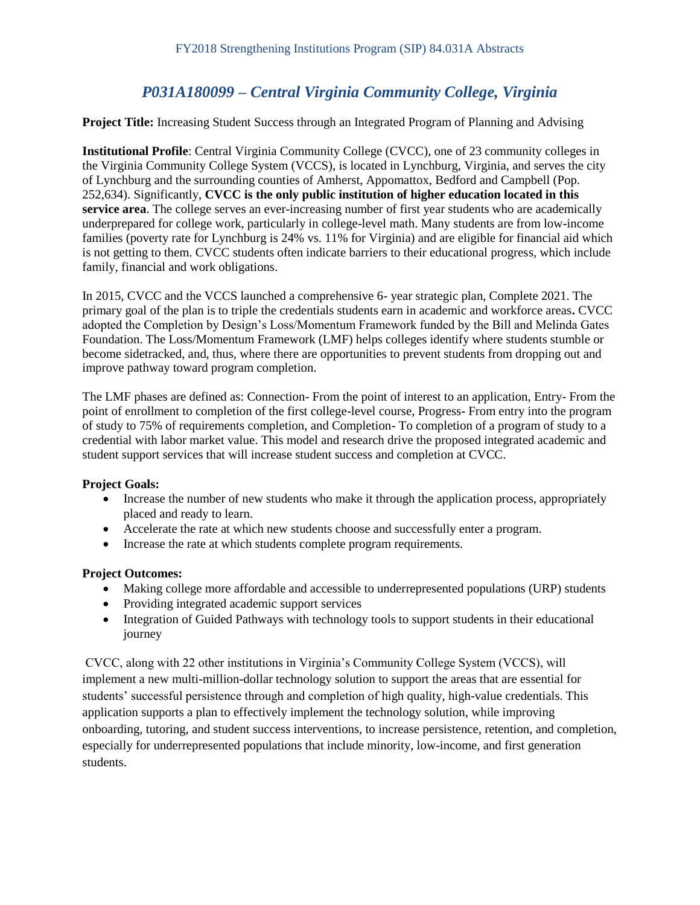## *P031A180099 – Central Virginia Community College, Virginia*

**Project Title:** Increasing Student Success through an Integrated Program of Planning and Advising

**Institutional Profile**: Central Virginia Community College (CVCC), one of 23 community colleges in the Virginia Community College System (VCCS), is located in Lynchburg, Virginia, and serves the city of Lynchburg and the surrounding counties of Amherst, Appomattox, Bedford and Campbell (Pop. 252,634). Significantly, **CVCC is the only public institution of higher education located in this service area**. The college serves an ever-increasing number of first year students who are academically underprepared for college work, particularly in college-level math. Many students are from low-income families (poverty rate for Lynchburg is 24% vs. 11% for Virginia) and are eligible for financial aid which is not getting to them. CVCC students often indicate barriers to their educational progress, which include family, financial and work obligations.

In 2015, CVCC and the VCCS launched a comprehensive 6- year strategic plan, Complete 2021. The primary goal of the plan is to triple the credentials students earn in academic and workforce areas**.** CVCC adopted the Completion by Design's Loss/Momentum Framework funded by the Bill and Melinda Gates Foundation. The Loss/Momentum Framework (LMF) helps colleges identify where students stumble or become sidetracked, and, thus, where there are opportunities to prevent students from dropping out and improve pathway toward program completion.

The LMF phases are defined as: Connection- From the point of interest to an application, Entry- From the point of enrollment to completion of the first college-level course, Progress- From entry into the program of study to 75% of requirements completion, and Completion- To completion of a program of study to a credential with labor market value. This model and research drive the proposed integrated academic and student support services that will increase student success and completion at CVCC.

**Project Goals:**

- Increase the number of new students who make it through the application process, appropriately placed and ready to learn.
- Accelerate the rate at which new students choose and successfully enter a program.
- Increase the rate at which students complete program requirements.

**Project Outcomes:**

- Making college more affordable and accessible to underrepresented populations (URP) students
- Providing integrated academic support services
- Integration of Guided Pathways with technology tools to support students in their educational journey

CVCC, along with 22 other institutions in Virginia's Community College System (VCCS), will implement a new multi-million-dollar technology solution to support the areas that are essential for students' successful persistence through and completion of high quality, high-value credentials. This application supports a plan to effectively implement the technology solution, while improving onboarding, tutoring, and student success interventions, to increase persistence, retention, and completion, especially for underrepresented populations that include minority, low-income, and first generation students.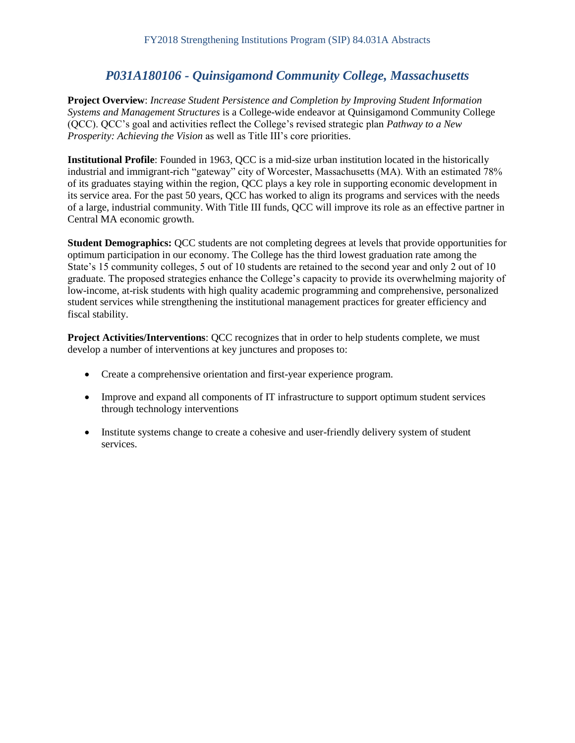## *P031A180106 - Quinsigamond Community College, Massachusetts*

**Project Overview**: *Increase Student Persistence and Completion by Improving Student Information Systems and Management Structures* is a College-wide endeavor at Quinsigamond Community College (QCC). QCC's goal and activities reflect the College's revised strategic plan *Pathway to a New Prosperity: Achieving the Vision* as well as Title III's core priorities.

**Institutional Profile**: Founded in 1963, QCC is a mid-size urban institution located in the historically industrial and immigrant-rich "gateway" city of Worcester, Massachusetts (MA). With an estimated 78% of its graduates staying within the region, QCC plays a key role in supporting economic development in its service area. For the past 50 years, QCC has worked to align its programs and services with the needs of a large, industrial community. With Title III funds, QCC will improve its role as an effective partner in Central MA economic growth.

**Student Demographics:** QCC students are not completing degrees at levels that provide opportunities for optimum participation in our economy. The College has the third lowest graduation rate among the State's 15 community colleges, 5 out of 10 students are retained to the second year and only 2 out of 10 graduate. The proposed strategies enhance the College's capacity to provide its overwhelming majority of low-income, at-risk students with high quality academic programming and comprehensive, personalized student services while strengthening the institutional management practices for greater efficiency and fiscal stability.

**Project Activities/Interventions**: QCC recognizes that in order to help students complete, we must develop a number of interventions at key junctures and proposes to:

- Create a comprehensive orientation and first-year experience program.
- Improve and expand all components of IT infrastructure to support optimum student services through technology interventions
- Institute systems change to create a cohesive and user-friendly delivery system of student services.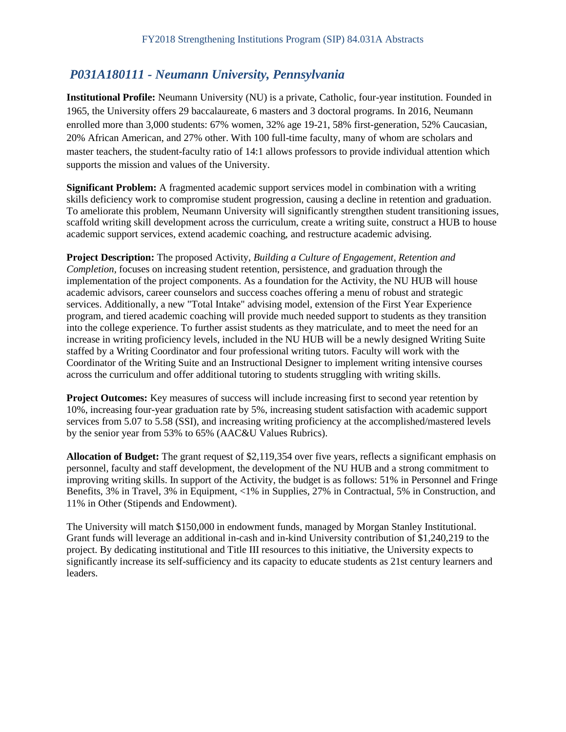## *P031A180111 - Neumann University, Pennsylvania*

**Institutional Profile:** Neumann University (NU) is a private, Catholic, four-year institution. Founded in 1965, the University offers 29 baccalaureate, 6 masters and 3 doctoral programs. In 2016, Neumann enrolled more than 3,000 students: 67% women, 32% age 19-21, 58% first-generation, 52% Caucasian, 20% African American, and 27% other. With 100 full-time faculty, many of whom are scholars and master teachers, the student-faculty ratio of 14:1 allows professors to provide individual attention which supports the mission and values of the University.

**Significant Problem:** A fragmented academic support services model in combination with a writing skills deficiency work to compromise student progression, causing a decline in retention and graduation. To ameliorate this problem, Neumann University will significantly strengthen student transitioning issues, scaffold writing skill development across the curriculum, create a writing suite, construct a HUB to house academic support services, extend academic coaching, and restructure academic advising.

**Project Description:** The proposed Activity, *Building a Culture of Engagement, Retention and Completion*, focuses on increasing student retention, persistence, and graduation through the implementation of the project components. As a foundation for the Activity, the NU HUB will house academic advisors, career counselors and success coaches offering a menu of robust and strategic services. Additionally, a new "Total Intake" advising model, extension of the First Year Experience program, and tiered academic coaching will provide much needed support to students as they transition into the college experience. To further assist students as they matriculate, and to meet the need for an increase in writing proficiency levels, included in the NU HUB will be a newly designed Writing Suite staffed by a Writing Coordinator and four professional writing tutors. Faculty will work with the Coordinator of the Writing Suite and an Instructional Designer to implement writing intensive courses across the curriculum and offer additional tutoring to students struggling with writing skills.

**Project Outcomes:** Key measures of success will include increasing first to second year retention by 10%, increasing four-year graduation rate by 5%, increasing student satisfaction with academic support services from 5.07 to 5.58 (SSI), and increasing writing proficiency at the accomplished/mastered levels by the senior year from 53% to 65% (AAC&U Values Rubrics).

**Allocation of Budget:** The grant request of $2,119,354 over five years, reflects a significant emphasis on personnel, faculty and staff development, the development of the NU HUB and a strong commitment to improving writing skills. In support of the Activity, the budget is as follows: 51% in Personnel and Fringe Benefits, 3% in Travel, 3% in Equipment, <1% in Supplies, 27% in Contractual, 5% in Construction, and 11% in Other (Stipends and Endowment).

The University will match $150,000 in endowment funds, managed by Morgan Stanley Institutional. Grant funds will leverage an additional in-cash and in-kind University contribution of $1,240,219 to the project. By dedicating institutional and Title III resources to this initiative, the University expects to significantly increase its self-sufficiency and its capacity to educate students as 21st century learners and leaders.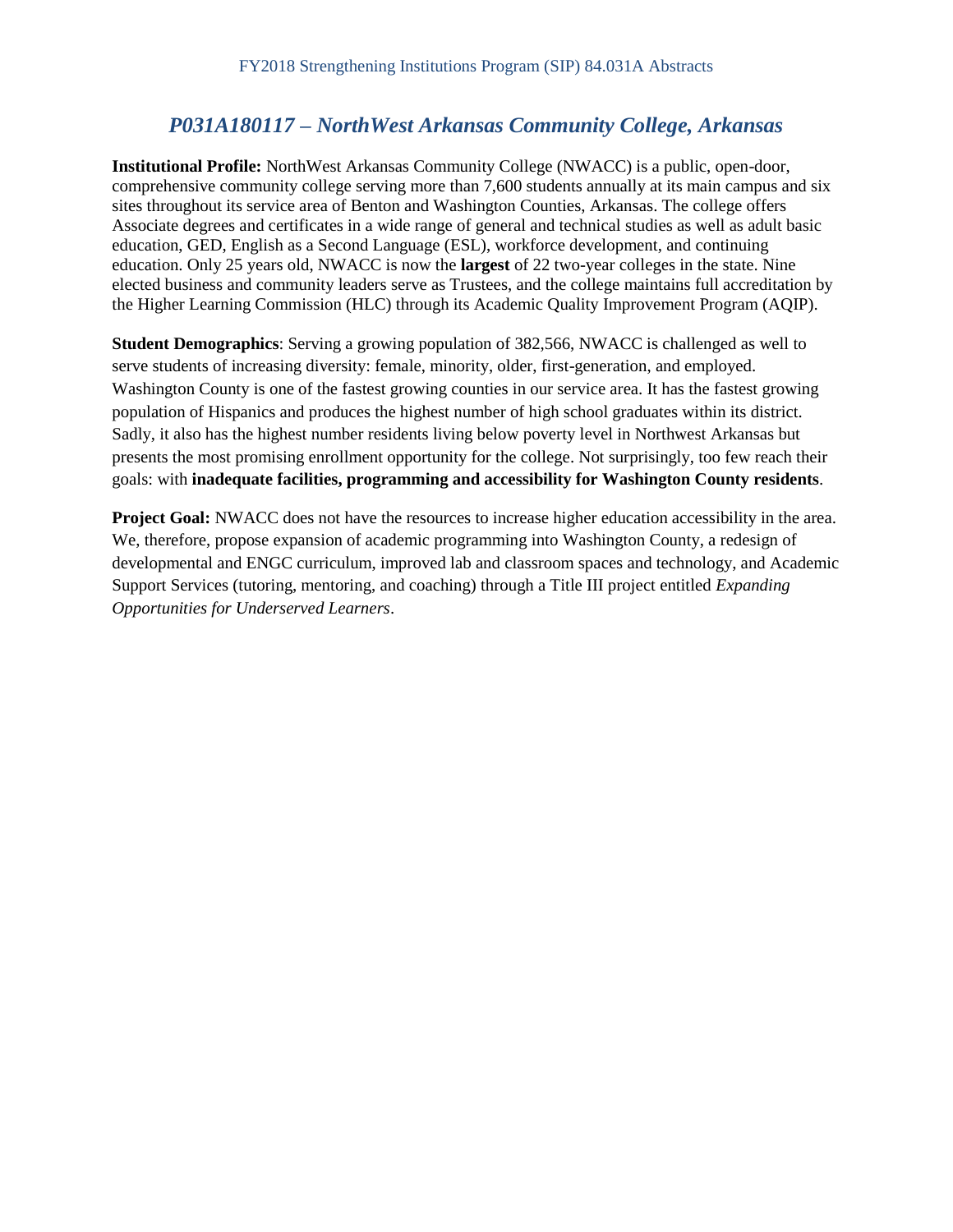## *P031A180117 – NorthWest Arkansas Community College, Arkansas*

**Institutional Profile:** NorthWest Arkansas Community College (NWACC) is a public, open-door, comprehensive community college serving more than 7,600 students annually at its main campus and six sites throughout its service area of Benton and Washington Counties, Arkansas. The college offers Associate degrees and certificates in a wide range of general and technical studies as well as adult basic education, GED, English as a Second Language (ESL), workforce development, and continuing education. Only 25 years old, NWACC is now the **largest** of 22 two-year colleges in the state. Nine elected business and community leaders serve as Trustees, and the college maintains full accreditation by the Higher Learning Commission (HLC) through its Academic Quality Improvement Program (AQIP).

**Student Demographics**: Serving a growing population of 382,566, NWACC is challenged as well to serve students of increasing diversity: female, minority, older, first-generation, and employed. Washington County is one of the fastest growing counties in our service area. It has the fastest growing population of Hispanics and produces the highest number of high school graduates within its district. Sadly, it also has the highest number residents living below poverty level in Northwest Arkansas but presents the most promising enrollment opportunity for the college. Not surprisingly, too few reach their goals: with **inadequate facilities, programming and accessibility for Washington County residents**.

**Project Goal:** NWACC does not have the resources to increase higher education accessibility in the area. We, therefore, propose expansion of academic programming into Washington County, a redesign of developmental and ENGC curriculum, improved lab and classroom spaces and technology, and Academic Support Services (tutoring, mentoring, and coaching) through a Title III project entitled *Expanding Opportunities for Underserved Learners*.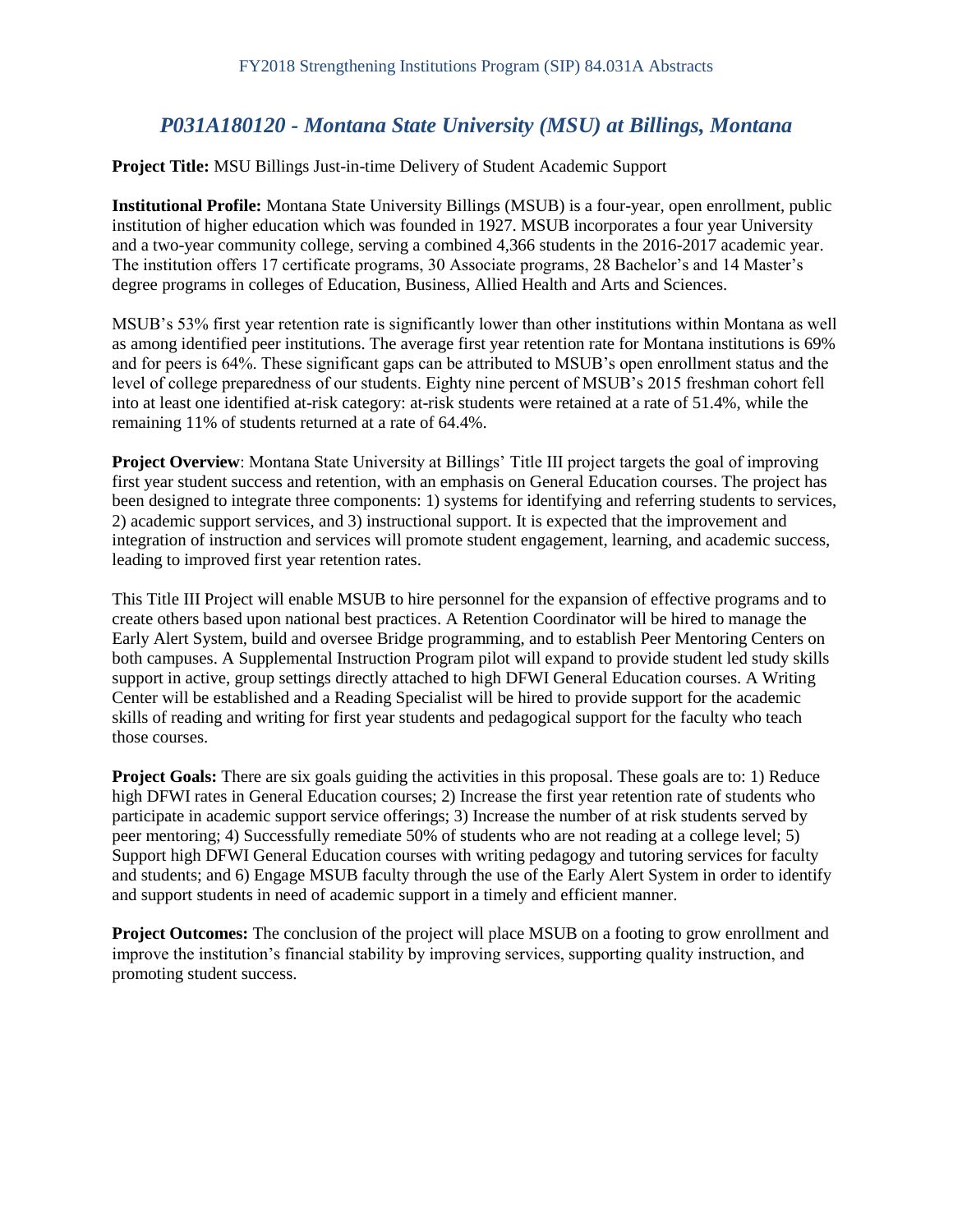## *P031A180120 - Montana State University (MSU) at Billings, Montana*

**Project Title:** MSU Billings Just-in-time Delivery of Student Academic Support

**Institutional Profile:** Montana State University Billings (MSUB) is a four-year, open enrollment, public institution of higher education which was founded in 1927. MSUB incorporates a four year University and a two-year community college, serving a combined 4,366 students in the 2016-2017 academic year. The institution offers 17 certificate programs, 30 Associate programs, 28 Bachelor's and 14 Master's degree programs in colleges of Education, Business, Allied Health and Arts and Sciences.

MSUB's 53% first year retention rate is significantly lower than other institutions within Montana as well as among identified peer institutions. The average first year retention rate for Montana institutions is 69% and for peers is 64%. These significant gaps can be attributed to MSUB's open enrollment status and the level of college preparedness of our students. Eighty nine percent of MSUB's 2015 freshman cohort fell into at least one identified at-risk category: at-risk students were retained at a rate of 51.4%, while the remaining 11% of students returned at a rate of 64.4%.

**Project Overview**: Montana State University at Billings' Title III project targets the goal of improving first year student success and retention, with an emphasis on General Education courses. The project has been designed to integrate three components: 1) systems for identifying and referring students to services, 2) academic support services, and 3) instructional support. It is expected that the improvement and integration of instruction and services will promote student engagement, learning, and academic success, leading to improved first year retention rates.

This Title III Project will enable MSUB to hire personnel for the expansion of effective programs and to create others based upon national best practices. A Retention Coordinator will be hired to manage the Early Alert System, build and oversee Bridge programming, and to establish Peer Mentoring Centers on both campuses. A Supplemental Instruction Program pilot will expand to provide student led study skills support in active, group settings directly attached to high DFWI General Education courses. A Writing Center will be established and a Reading Specialist will be hired to provide support for the academic skills of reading and writing for first year students and pedagogical support for the faculty who teach those courses.

**Project Goals:** There are six goals guiding the activities in this proposal. These goals are to: 1) Reduce high DFWI rates in General Education courses; 2) Increase the first year retention rate of students who participate in academic support service offerings; 3) Increase the number of at risk students served by peer mentoring; 4) Successfully remediate 50% of students who are not reading at a college level; 5) Support high DFWI General Education courses with writing pedagogy and tutoring services for faculty and students; and 6) Engage MSUB faculty through the use of the Early Alert System in order to identify and support students in need of academic support in a timely and efficient manner.

**Project Outcomes:** The conclusion of the project will place MSUB on a footing to grow enrollment and improve the institution's financial stability by improving services, supporting quality instruction, and promoting student success.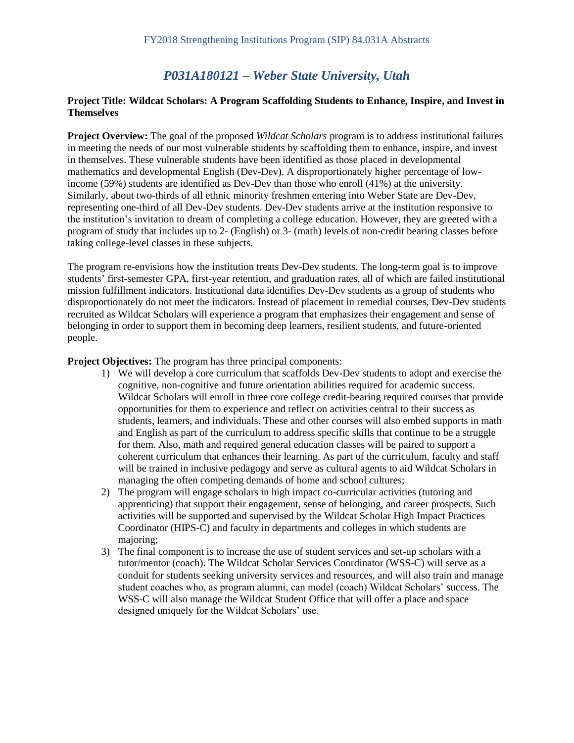## *P031A180121 – Weber State University, Utah*

**Project Title: Wildcat Scholars: A Program Scaffolding Students to Enhance, Inspire, and Invest in Themselves**

**Project Overview:** The goal of the proposed *Wildcat Scholars* program is to address institutional failures in meeting the needs of our most vulnerable students by scaffolding them to enhance, inspire, and invest in themselves. These vulnerable students have been identified as those placed in developmental mathematics and developmental English (Dev-Dev). A disproportionately higher percentage of low-income (59%) students are identified as Dev-Dev than those who enroll (41%) at the university. Similarly, about two-thirds of all ethnic minority freshmen entering into Weber State are Dev-Dev, representing one-third of all Dev-Dev students. Dev-Dev students arrive at the institution responsive to the institution's invitation to dream of completing a college education. However, they are greeted with a program of study that includes up to 2- (English) or 3- (math) levels of non-credit bearing classes before taking college-level classes in these subjects.

The program re-envisions how the institution treats Dev-Dev students. The long-term goal is to improve students' first-semester GPA, first-year retention, and graduation rates, all of which are failed institutional mission fulfillment indicators. Institutional data identifies Dev-Dev students as a group of students who disproportionately do not meet the indicators. Instead of placement in remedial courses, Dev-Dev students recruited as Wildcat Scholars will experience a program that emphasizes their engagement and sense of belonging in order to support them in becoming deep learners, resilient students, and future-oriented people.

**Project Objectives:** The program has three principal components:

1) We will develop a core curriculum that scaffolds Dev-Dev students to adopt and exercise the cognitive, non-cognitive and future orientation abilities required for academic success. Wildcat Scholars will enroll in three core college credit-bearing required courses that provide opportunities for them to experience and reflect on activities central to their success as students, learners, and individuals. These and other courses will also embed supports in math and English as part of the curriculum to address specific skills that continue to be a struggle for them. Also, math and required general education classes will be paired to support a coherent curriculum that enhances their learning. As part of the curriculum, faculty and staff will be trained in inclusive pedagogy and serve as cultural agents to aid Wildcat Scholars in managing the often competing demands of home and school cultures;
2) The program will engage scholars in high impact co-curricular activities (tutoring and apprenticing) that support their engagement, sense of belonging, and career prospects. Such activities will be supported and supervised by the Wildcat Scholar High Impact Practices Coordinator (HIPS-C) and faculty in departments and colleges in which students are majoring;
3) The final component is to increase the use of student services and set-up scholars with a tutor/mentor (coach). The Wildcat Scholar Services Coordinator (WSS-C) will serve as a conduit for students seeking university services and resources, and will also train and manage student coaches who, as program alumni, can model (coach) Wildcat Scholars' success. The WSS-C will also manage the Wildcat Student Office that will offer a place and space designed uniquely for the Wildcat Scholars' use.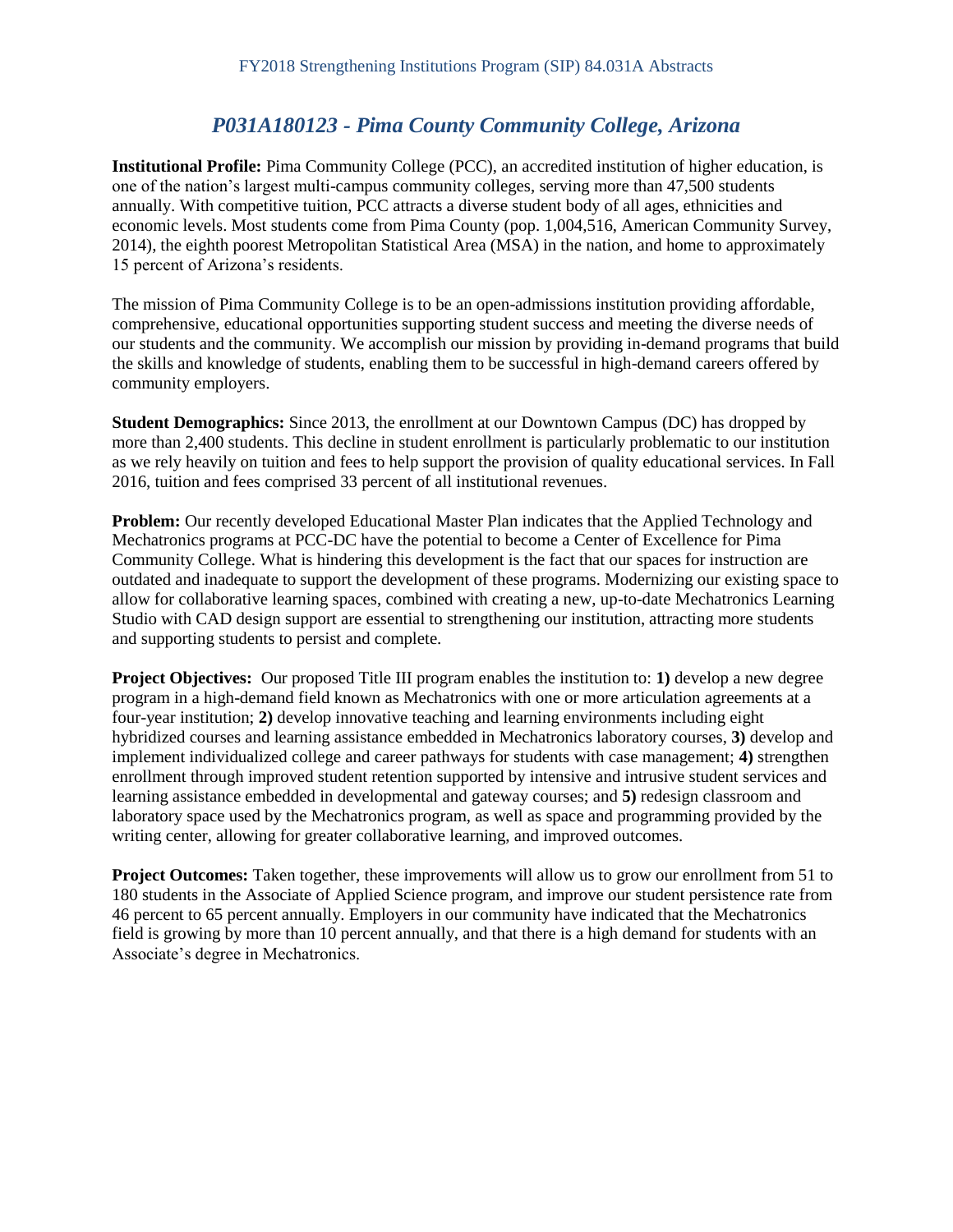## *P031A180123 - Pima County Community College, Arizona*

**Institutional Profile:** Pima Community College (PCC), an accredited institution of higher education, is one of the nation's largest multi-campus community colleges, serving more than 47,500 students annually. With competitive tuition, PCC attracts a diverse student body of all ages, ethnicities and economic levels. Most students come from Pima County (pop. 1,004,516, American Community Survey, 2014), the eighth poorest Metropolitan Statistical Area (MSA) in the nation, and home to approximately 15 percent of Arizona's residents.

The mission of Pima Community College is to be an open-admissions institution providing affordable, comprehensive, educational opportunities supporting student success and meeting the diverse needs of our students and the community. We accomplish our mission by providing in-demand programs that build the skills and knowledge of students, enabling them to be successful in high-demand careers offered by community employers.

**Student Demographics:** Since 2013, the enrollment at our Downtown Campus (DC) has dropped by more than 2,400 students. This decline in student enrollment is particularly problematic to our institution as we rely heavily on tuition and fees to help support the provision of quality educational services. In Fall 2016, tuition and fees comprised 33 percent of all institutional revenues.

**Problem:** Our recently developed Educational Master Plan indicates that the Applied Technology and Mechatronics programs at PCC-DC have the potential to become a Center of Excellence for Pima Community College. What is hindering this development is the fact that our spaces for instruction are outdated and inadequate to support the development of these programs. Modernizing our existing space to allow for collaborative learning spaces, combined with creating a new, up-to-date Mechatronics Learning Studio with CAD design support are essential to strengthening our institution, attracting more students and supporting students to persist and complete.

**Project Objectives:** Our proposed Title III program enables the institution to: **1)** develop a new degree program in a high-demand field known as Mechatronics with one or more articulation agreements at a four-year institution; **2)** develop innovative teaching and learning environments including eight hybridized courses and learning assistance embedded in Mechatronics laboratory courses, **3)** develop and implement individualized college and career pathways for students with case management; **4)** strengthen enrollment through improved student retention supported by intensive and intrusive student services and learning assistance embedded in developmental and gateway courses; and **5)** redesign classroom and laboratory space used by the Mechatronics program, as well as space and programming provided by the writing center, allowing for greater collaborative learning, and improved outcomes.

**Project Outcomes:** Taken together, these improvements will allow us to grow our enrollment from 51 to 180 students in the Associate of Applied Science program, and improve our student persistence rate from 46 percent to 65 percent annually. Employers in our community have indicated that the Mechatronics field is growing by more than 10 percent annually, and that there is a high demand for students with an Associate's degree in Mechatronics.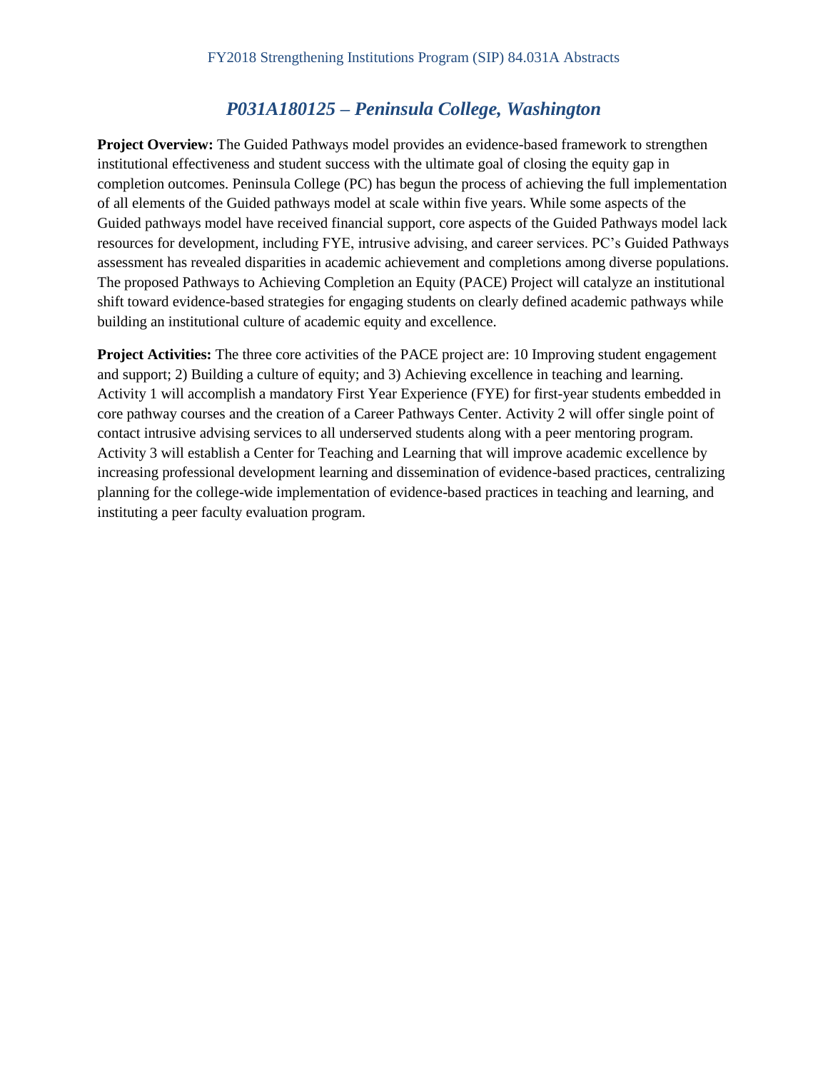## *P031A180125 – Peninsula College, Washington*

**Project Overview:** The Guided Pathways model provides an evidence-based framework to strengthen institutional effectiveness and student success with the ultimate goal of closing the equity gap in completion outcomes. Peninsula College (PC) has begun the process of achieving the full implementation of all elements of the Guided pathways model at scale within five years. While some aspects of the Guided pathways model have received financial support, core aspects of the Guided Pathways model lack resources for development, including FYE, intrusive advising, and career services. PC's Guided Pathways assessment has revealed disparities in academic achievement and completions among diverse populations. The proposed Pathways to Achieving Completion an Equity (PACE) Project will catalyze an institutional shift toward evidence-based strategies for engaging students on clearly defined academic pathways while building an institutional culture of academic equity and excellence.

**Project Activities:** The three core activities of the PACE project are: 10 Improving student engagement and support; 2) Building a culture of equity; and 3) Achieving excellence in teaching and learning. Activity 1 will accomplish a mandatory First Year Experience (FYE) for first-year students embedded in core pathway courses and the creation of a Career Pathways Center. Activity 2 will offer single point of contact intrusive advising services to all underserved students along with a peer mentoring program. Activity 3 will establish a Center for Teaching and Learning that will improve academic excellence by increasing professional development learning and dissemination of evidence-based practices, centralizing planning for the college-wide implementation of evidence-based practices in teaching and learning, and instituting a peer faculty evaluation program.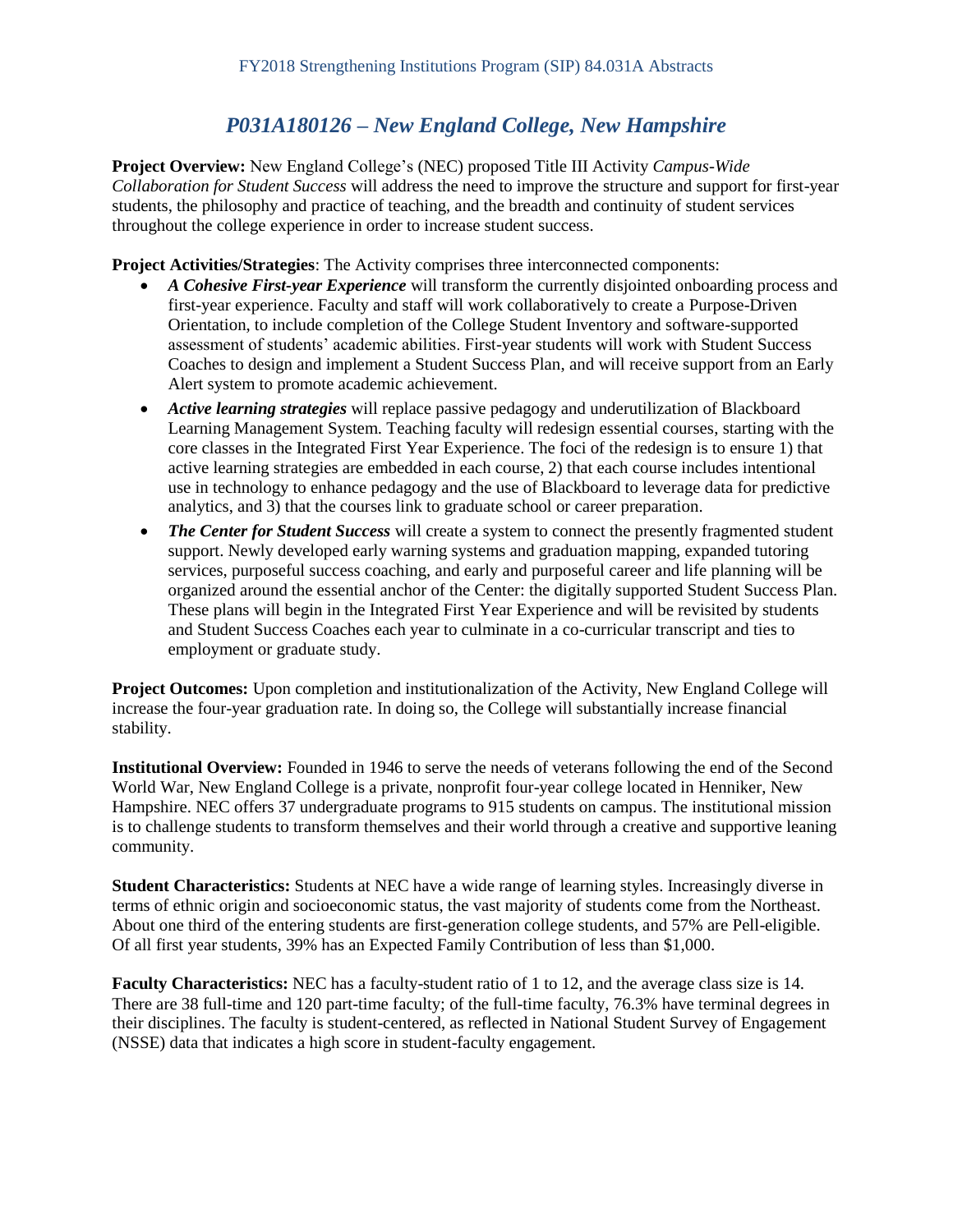## *P031A180126 – New England College, New Hampshire*

**Project Overview:** New England College's (NEC) proposed Title III Activity *Campus-Wide Collaboration for Student Success* will address the need to improve the structure and support for first-year students, the philosophy and practice of teaching, and the breadth and continuity of student services throughout the college experience in order to increase student success.

**Project Activities/Strategies**: The Activity comprises three interconnected components:

- ***A Cohesive First-year Experience*** will transform the currently disjointed onboarding process and first-year experience. Faculty and staff will work collaboratively to create a Purpose-Driven Orientation, to include completion of the College Student Inventory and software-supported assessment of students' academic abilities. First-year students will work with Student Success Coaches to design and implement a Student Success Plan, and will receive support from an Early Alert system to promote academic achievement.
- ***Active learning strategies*** will replace passive pedagogy and underutilization of Blackboard Learning Management System. Teaching faculty will redesign essential courses, starting with the core classes in the Integrated First Year Experience. The foci of the redesign is to ensure 1) that active learning strategies are embedded in each course, 2) that each course includes intentional use in technology to enhance pedagogy and the use of Blackboard to leverage data for predictive analytics, and 3) that the courses link to graduate school or career preparation.
- ***The Center for Student Success*** will create a system to connect the presently fragmented student support. Newly developed early warning systems and graduation mapping, expanded tutoring services, purposeful success coaching, and early and purposeful career and life planning will be organized around the essential anchor of the Center: the digitally supported Student Success Plan. These plans will begin in the Integrated First Year Experience and will be revisited by students and Student Success Coaches each year to culminate in a co-curricular transcript and ties to employment or graduate study.

**Project Outcomes:** Upon completion and institutionalization of the Activity, New England College will increase the four-year graduation rate. In doing so, the College will substantially increase financial stability.

**Institutional Overview:** Founded in 1946 to serve the needs of veterans following the end of the Second World War, New England College is a private, nonprofit four-year college located in Henniker, New Hampshire. NEC offers 37 undergraduate programs to 915 students on campus. The institutional mission is to challenge students to transform themselves and their world through a creative and supportive leaning community.

**Student Characteristics:** Students at NEC have a wide range of learning styles. Increasingly diverse in terms of ethnic origin and socioeconomic status, the vast majority of students come from the Northeast. About one third of the entering students are first-generation college students, and 57% are Pell-eligible. Of all first year students, 39% has an Expected Family Contribution of less than $1,000.

**Faculty Characteristics:** NEC has a faculty-student ratio of 1 to 12, and the average class size is 14. There are 38 full-time and 120 part-time faculty; of the full-time faculty, 76.3% have terminal degrees in their disciplines. The faculty is student-centered, as reflected in National Student Survey of Engagement (NSSE) data that indicates a high score in student-faculty engagement.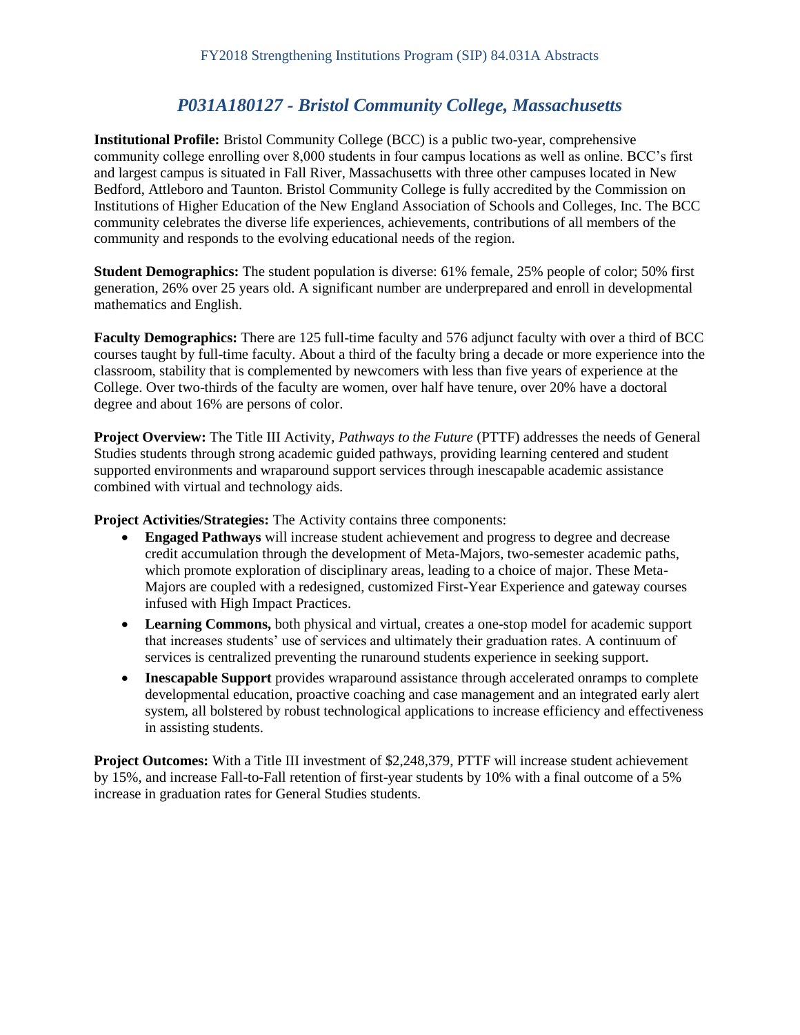## *P031A180127 - Bristol Community College, Massachusetts*

**Institutional Profile:** Bristol Community College (BCC) is a public two-year, comprehensive community college enrolling over 8,000 students in four campus locations as well as online. BCC's first and largest campus is situated in Fall River, Massachusetts with three other campuses located in New Bedford, Attleboro and Taunton. Bristol Community College is fully accredited by the Commission on Institutions of Higher Education of the New England Association of Schools and Colleges, Inc. The BCC community celebrates the diverse life experiences, achievements, contributions of all members of the community and responds to the evolving educational needs of the region.

**Student Demographics:** The student population is diverse: 61% female, 25% people of color; 50% first generation, 26% over 25 years old. A significant number are underprepared and enroll in developmental mathematics and English.

**Faculty Demographics:** There are 125 full-time faculty and 576 adjunct faculty with over a third of BCC courses taught by full-time faculty. About a third of the faculty bring a decade or more experience into the classroom, stability that is complemented by newcomers with less than five years of experience at the College. Over two-thirds of the faculty are women, over half have tenure, over 20% have a doctoral degree and about 16% are persons of color.

**Project Overview:** The Title III Activity, *Pathways to the Future* (PTTF) addresses the needs of General Studies students through strong academic guided pathways, providing learning centered and student supported environments and wraparound support services through inescapable academic assistance combined with virtual and technology aids.

**Project Activities/Strategies:** The Activity contains three components:

- **Engaged Pathways** will increase student achievement and progress to degree and decrease credit accumulation through the development of Meta-Majors, two-semester academic paths, which promote exploration of disciplinary areas, leading to a choice of major. These Meta-Majors are coupled with a redesigned, customized First-Year Experience and gateway courses infused with High Impact Practices.
- **Learning Commons,** both physical and virtual, creates a one-stop model for academic support that increases students' use of services and ultimately their graduation rates. A continuum of services is centralized preventing the runaround students experience in seeking support.
- **Inescapable Support** provides wraparound assistance through accelerated onramps to complete developmental education, proactive coaching and case management and an integrated early alert system, all bolstered by robust technological applications to increase efficiency and effectiveness in assisting students.

**Project Outcomes:** With a Title III investment of $2,248,379, PTTF will increase student achievement by 15%, and increase Fall-to-Fall retention of first-year students by 10% with a final outcome of a 5% increase in graduation rates for General Studies students.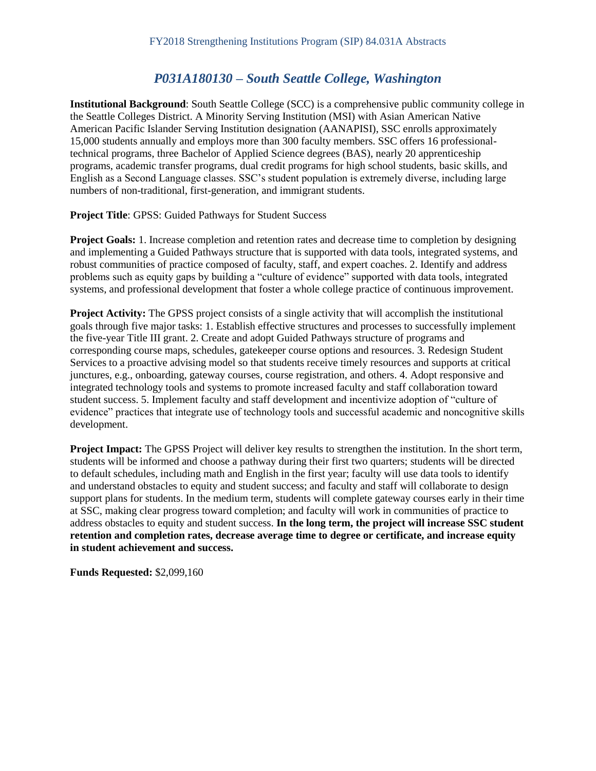## *P031A180130 – South Seattle College, Washington*

**Institutional Background**: South Seattle College (SCC) is a comprehensive public community college in the Seattle Colleges District. A Minority Serving Institution (MSI) with Asian American Native American Pacific Islander Serving Institution designation (AANAPISI), SSC enrolls approximately 15,000 students annually and employs more than 300 faculty members. SSC offers 16 professional-technical programs, three Bachelor of Applied Science degrees (BAS), nearly 20 apprenticeship programs, academic transfer programs, dual credit programs for high school students, basic skills, and English as a Second Language classes. SSC's student population is extremely diverse, including large numbers of non-traditional, first-generation, and immigrant students.

**Project Title**: GPSS: Guided Pathways for Student Success

**Project Goals:** 1. Increase completion and retention rates and decrease time to completion by designing and implementing a Guided Pathways structure that is supported with data tools, integrated systems, and robust communities of practice composed of faculty, staff, and expert coaches. 2. Identify and address problems such as equity gaps by building a "culture of evidence" supported with data tools, integrated systems, and professional development that foster a whole college practice of continuous improvement.

**Project Activity:** The GPSS project consists of a single activity that will accomplish the institutional goals through five major tasks: 1. Establish effective structures and processes to successfully implement the five-year Title III grant. 2. Create and adopt Guided Pathways structure of programs and corresponding course maps, schedules, gatekeeper course options and resources. 3. Redesign Student Services to a proactive advising model so that students receive timely resources and supports at critical junctures, e.g., onboarding, gateway courses, course registration, and others. 4. Adopt responsive and integrated technology tools and systems to promote increased faculty and staff collaboration toward student success. 5. Implement faculty and staff development and incentivize adoption of "culture of evidence" practices that integrate use of technology tools and successful academic and noncognitive skills development.

**Project Impact:** The GPSS Project will deliver key results to strengthen the institution. In the short term, students will be informed and choose a pathway during their first two quarters; students will be directed to default schedules, including math and English in the first year; faculty will use data tools to identify and understand obstacles to equity and student success; and faculty and staff will collaborate to design support plans for students. In the medium term, students will complete gateway courses early in their time at SSC, making clear progress toward completion; and faculty will work in communities of practice to address obstacles to equity and student success. **In the long term, the project will increase SSC student retention and completion rates, decrease average time to degree or certificate, and increase equity in student achievement and success.**

**Funds Requested:** $2,099,160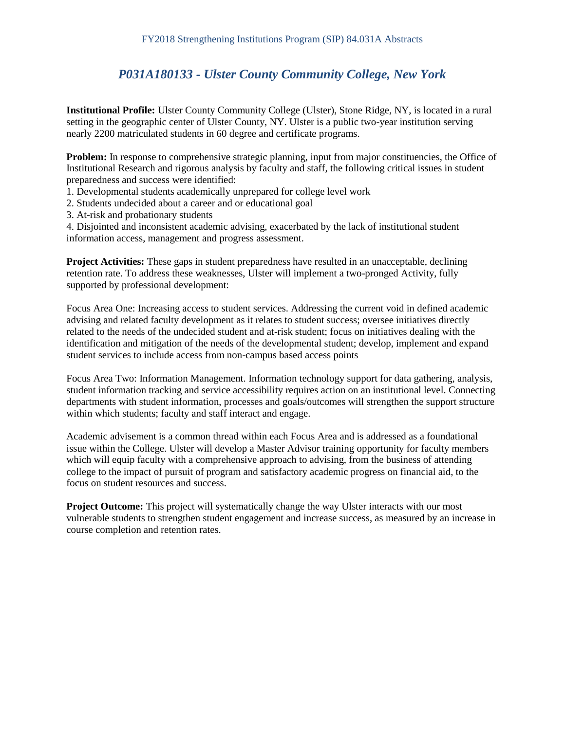## *P031A180133 - Ulster County Community College, New York*

**Institutional Profile:** Ulster County Community College (Ulster), Stone Ridge, NY, is located in a rural setting in the geographic center of Ulster County, NY. Ulster is a public two-year institution serving nearly 2200 matriculated students in 60 degree and certificate programs.

**Problem:** In response to comprehensive strategic planning, input from major constituencies, the Office of Institutional Research and rigorous analysis by faculty and staff, the following critical issues in student preparedness and success were identified:

1. Developmental students academically unprepared for college level work
2. Students undecided about a career and or educational goal
3. At-risk and probationary students
4. Disjointed and inconsistent academic advising, exacerbated by the lack of institutional student information access, management and progress assessment.

**Project Activities:** These gaps in student preparedness have resulted in an unacceptable, declining retention rate. To address these weaknesses, Ulster will implement a two-pronged Activity, fully supported by professional development:

Focus Area One: Increasing access to student services. Addressing the current void in defined academic advising and related faculty development as it relates to student success; oversee initiatives directly related to the needs of the undecided student and at-risk student; focus on initiatives dealing with the identification and mitigation of the needs of the developmental student; develop, implement and expand student services to include access from non-campus based access points

Focus Area Two: Information Management. Information technology support for data gathering, analysis, student information tracking and service accessibility requires action on an institutional level. Connecting departments with student information, processes and goals/outcomes will strengthen the support structure within which students; faculty and staff interact and engage.

Academic advisement is a common thread within each Focus Area and is addressed as a foundational issue within the College. Ulster will develop a Master Advisor training opportunity for faculty members which will equip faculty with a comprehensive approach to advising, from the business of attending college to the impact of pursuit of program and satisfactory academic progress on financial aid, to the focus on student resources and success.

**Project Outcome:** This project will systematically change the way Ulster interacts with our most vulnerable students to strengthen student engagement and increase success, as measured by an increase in course completion and retention rates.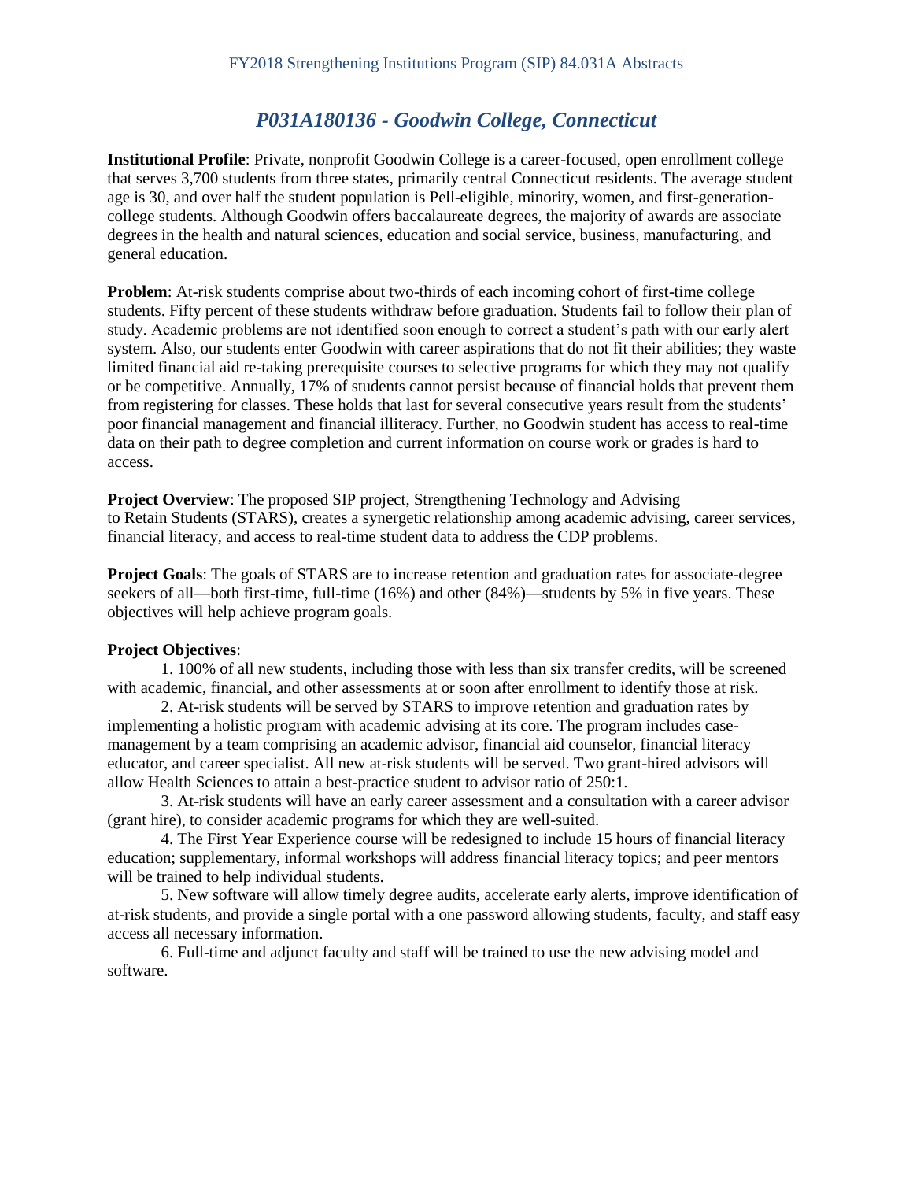## *P031A180136 - Goodwin College, Connecticut*

**Institutional Profile**: Private, nonprofit Goodwin College is a career-focused, open enrollment college that serves 3,700 students from three states, primarily central Connecticut residents. The average student age is 30, and over half the student population is Pell-eligible, minority, women, and first-generation-college students. Although Goodwin offers baccalaureate degrees, the majority of awards are associate degrees in the health and natural sciences, education and social service, business, manufacturing, and general education.

**Problem**: At-risk students comprise about two-thirds of each incoming cohort of first-time college students. Fifty percent of these students withdraw before graduation. Students fail to follow their plan of study. Academic problems are not identified soon enough to correct a student's path with our early alert system. Also, our students enter Goodwin with career aspirations that do not fit their abilities; they waste limited financial aid re-taking prerequisite courses to selective programs for which they may not qualify or be competitive. Annually, 17% of students cannot persist because of financial holds that prevent them from registering for classes. These holds that last for several consecutive years result from the students' poor financial management and financial illiteracy. Further, no Goodwin student has access to real-time data on their path to degree completion and current information on course work or grades is hard to access.

**Project Overview**: The proposed SIP project, Strengthening Technology and Advising to Retain Students (STARS), creates a synergetic relationship among academic advising, career services, financial literacy, and access to real-time student data to address the CDP problems.

**Project Goals**: The goals of STARS are to increase retention and graduation rates for associate-degree seekers of all—both first-time, full-time (16%) and other (84%)—students by 5% in five years. These objectives will help achieve program goals.

**Project Objectives**:

1. 100% of all new students, including those with less than six transfer credits, will be screened with academic, financial, and other assessments at or soon after enrollment to identify those at risk.
2. At-risk students will be served by STARS to improve retention and graduation rates by implementing a holistic program with academic advising at its core. The program includes case-management by a team comprising an academic advisor, financial aid counselor, financial literacy educator, and career specialist. All new at-risk students will be served. Two grant-hired advisors will allow Health Sciences to attain a best-practice student to advisor ratio of 250:1.
3. At-risk students will have an early career assessment and a consultation with a career advisor (grant hire), to consider academic programs for which they are well-suited.
4. The First Year Experience course will be redesigned to include 15 hours of financial literacy education; supplementary, informal workshops will address financial literacy topics; and peer mentors will be trained to help individual students.
5. New software will allow timely degree audits, accelerate early alerts, improve identification of at-risk students, and provide a single portal with a one password allowing students, faculty, and staff easy access all necessary information.
6. Full-time and adjunct faculty and staff will be trained to use the new advising model and software.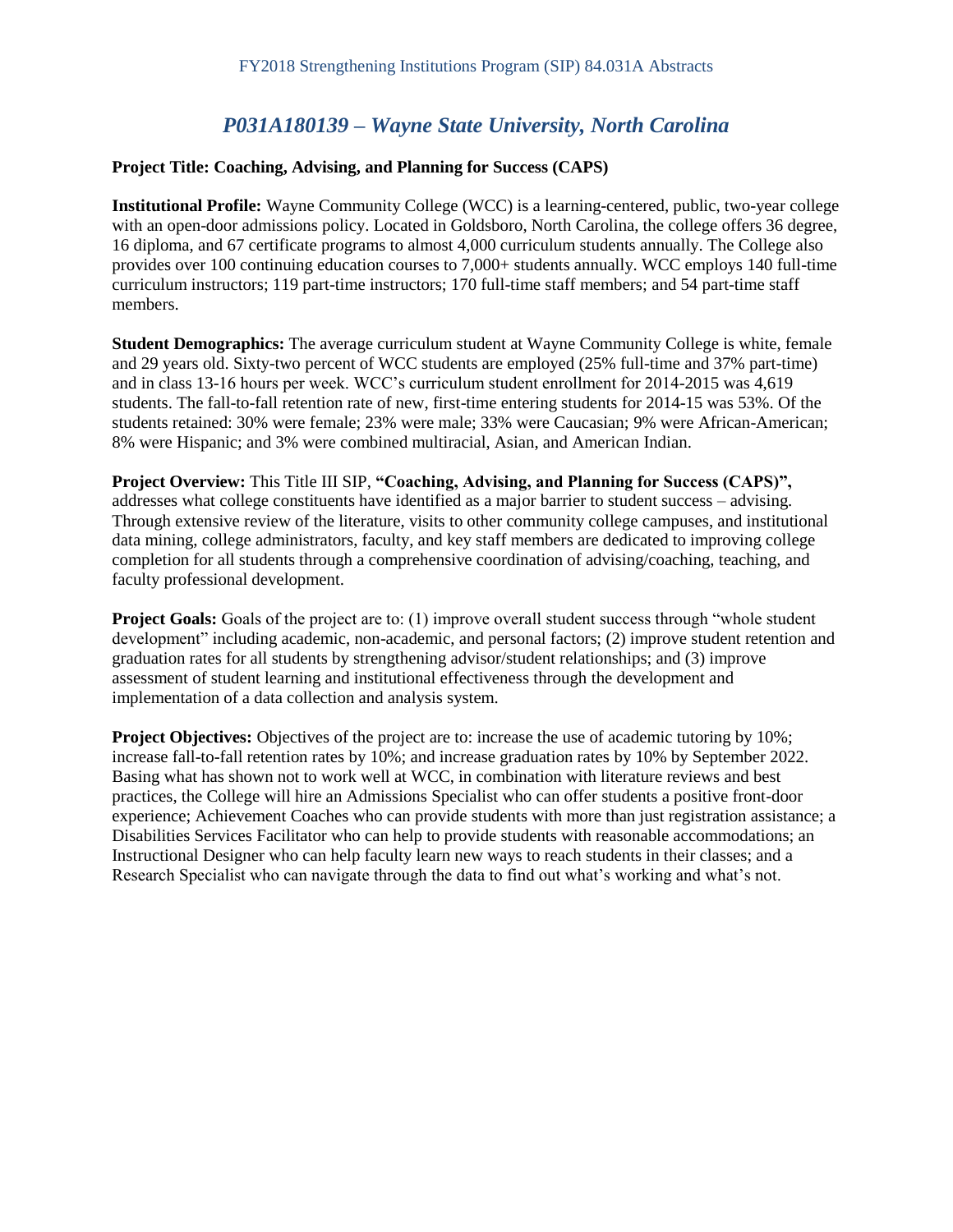## *P031A180139 – Wayne State University, North Carolina*

**Project Title: Coaching, Advising, and Planning for Success (CAPS)**

**Institutional Profile:** Wayne Community College (WCC) is a learning-centered, public, two-year college with an open-door admissions policy. Located in Goldsboro, North Carolina, the college offers 36 degree, 16 diploma, and 67 certificate programs to almost 4,000 curriculum students annually. The College also provides over 100 continuing education courses to 7,000+ students annually. WCC employs 140 full-time curriculum instructors; 119 part-time instructors; 170 full-time staff members; and 54 part-time staff members.

**Student Demographics:** The average curriculum student at Wayne Community College is white, female and 29 years old. Sixty-two percent of WCC students are employed (25% full-time and 37% part-time) and in class 13-16 hours per week. WCC's curriculum student enrollment for 2014-2015 was 4,619 students. The fall-to-fall retention rate of new, first-time entering students for 2014-15 was 53%. Of the students retained: 30% were female; 23% were male; 33% were Caucasian; 9% were African-American; 8% were Hispanic; and 3% were combined multiracial, Asian, and American Indian.

**Project Overview:** This Title III SIP, **"Coaching, Advising, and Planning for Success (CAPS)",** addresses what college constituents have identified as a major barrier to student success – advising. Through extensive review of the literature, visits to other community college campuses, and institutional data mining, college administrators, faculty, and key staff members are dedicated to improving college completion for all students through a comprehensive coordination of advising/coaching, teaching, and faculty professional development.

**Project Goals:** Goals of the project are to: (1) improve overall student success through "whole student development" including academic, non-academic, and personal factors; (2) improve student retention and graduation rates for all students by strengthening advisor/student relationships; and (3) improve assessment of student learning and institutional effectiveness through the development and implementation of a data collection and analysis system.

**Project Objectives:** Objectives of the project are to: increase the use of academic tutoring by 10%; increase fall-to-fall retention rates by 10%; and increase graduation rates by 10% by September 2022. Basing what has shown not to work well at WCC, in combination with literature reviews and best practices, the College will hire an Admissions Specialist who can offer students a positive front-door experience; Achievement Coaches who can provide students with more than just registration assistance; a Disabilities Services Facilitator who can help to provide students with reasonable accommodations; an Instructional Designer who can help faculty learn new ways to reach students in their classes; and a Research Specialist who can navigate through the data to find out what's working and what's not.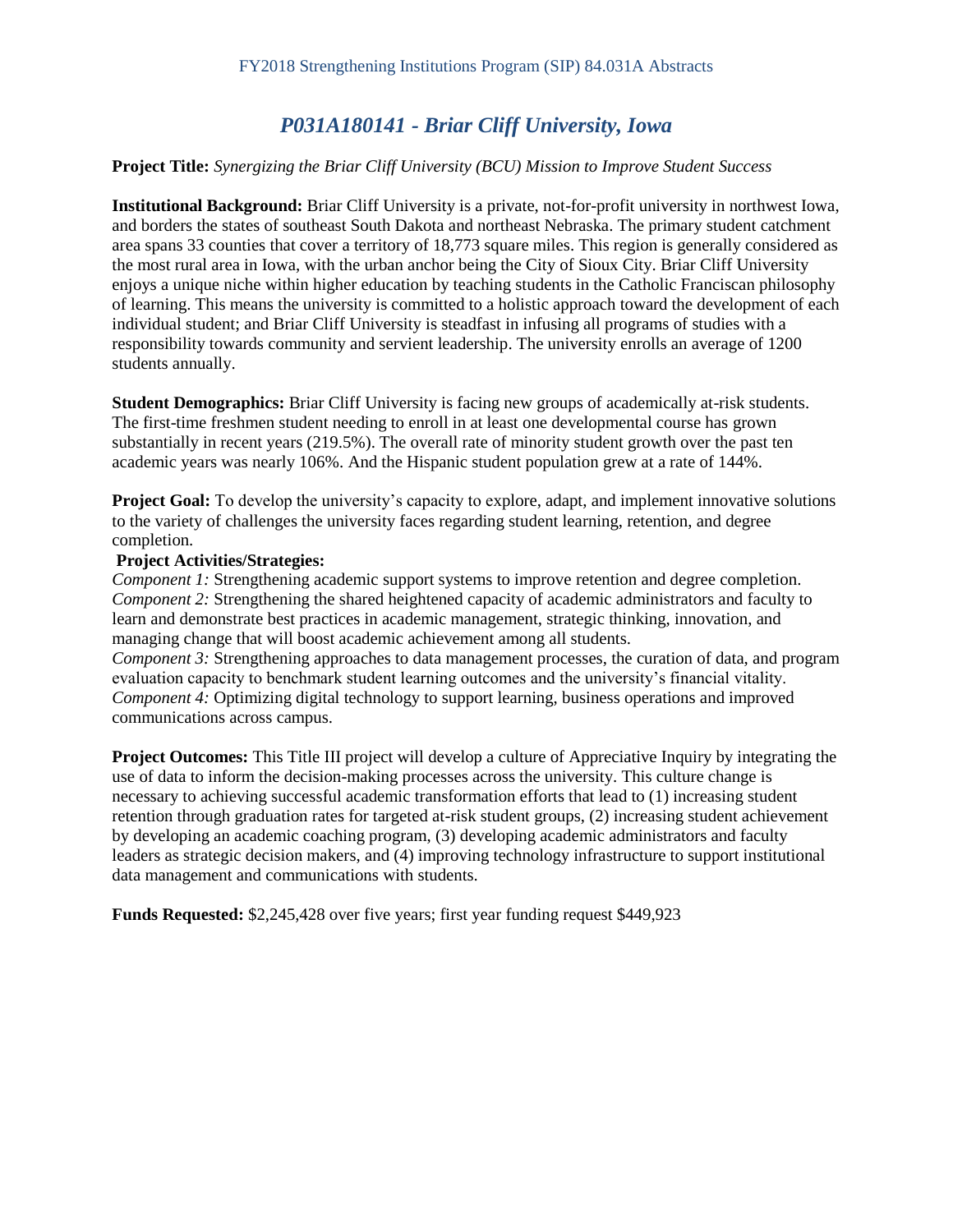# *P031A180141 - Briar Cliff University, Iowa*

**Project Title:** *Synergizing the Briar Cliff University (BCU) Mission to Improve Student Success*

**Institutional Background:** Briar Cliff University is a private, not-for-profit university in northwest Iowa, and borders the states of southeast South Dakota and northeast Nebraska. The primary student catchment area spans 33 counties that cover a territory of 18,773 square miles. This region is generally considered as the most rural area in Iowa, with the urban anchor being the City of Sioux City. Briar Cliff University enjoys a unique niche within higher education by teaching students in the Catholic Franciscan philosophy of learning. This means the university is committed to a holistic approach toward the development of each individual student; and Briar Cliff University is steadfast in infusing all programs of studies with a responsibility towards community and servient leadership. The university enrolls an average of 1200 students annually.

**Student Demographics:** Briar Cliff University is facing new groups of academically at-risk students. The first-time freshmen student needing to enroll in at least one developmental course has grown substantially in recent years (219.5%). The overall rate of minority student growth over the past ten academic years was nearly 106%. And the Hispanic student population grew at a rate of 144%.

**Project Goal:** To develop the university's capacity to explore, adapt, and implement innovative solutions to the variety of challenges the university faces regarding student learning, retention, and degree completion.

**Project Activities/Strategies:**

*Component 1:* Strengthening academic support systems to improve retention and degree completion.
*Component 2:* Strengthening the shared heightened capacity of academic administrators and faculty to learn and demonstrate best practices in academic management, strategic thinking, innovation, and managing change that will boost academic achievement among all students.
*Component 3:* Strengthening approaches to data management processes, the curation of data, and program evaluation capacity to benchmark student learning outcomes and the university's financial vitality.
*Component 4:* Optimizing digital technology to support learning, business operations and improved communications across campus.

**Project Outcomes:** This Title III project will develop a culture of Appreciative Inquiry by integrating the use of data to inform the decision-making processes across the university. This culture change is necessary to achieving successful academic transformation efforts that lead to (1) increasing student retention through graduation rates for targeted at-risk student groups, (2) increasing student achievement by developing an academic coaching program, (3) developing academic administrators and faculty leaders as strategic decision makers, and (4) improving technology infrastructure to support institutional data management and communications with students.

**Funds Requested:** $2,245,428 over five years; first year funding request $449,923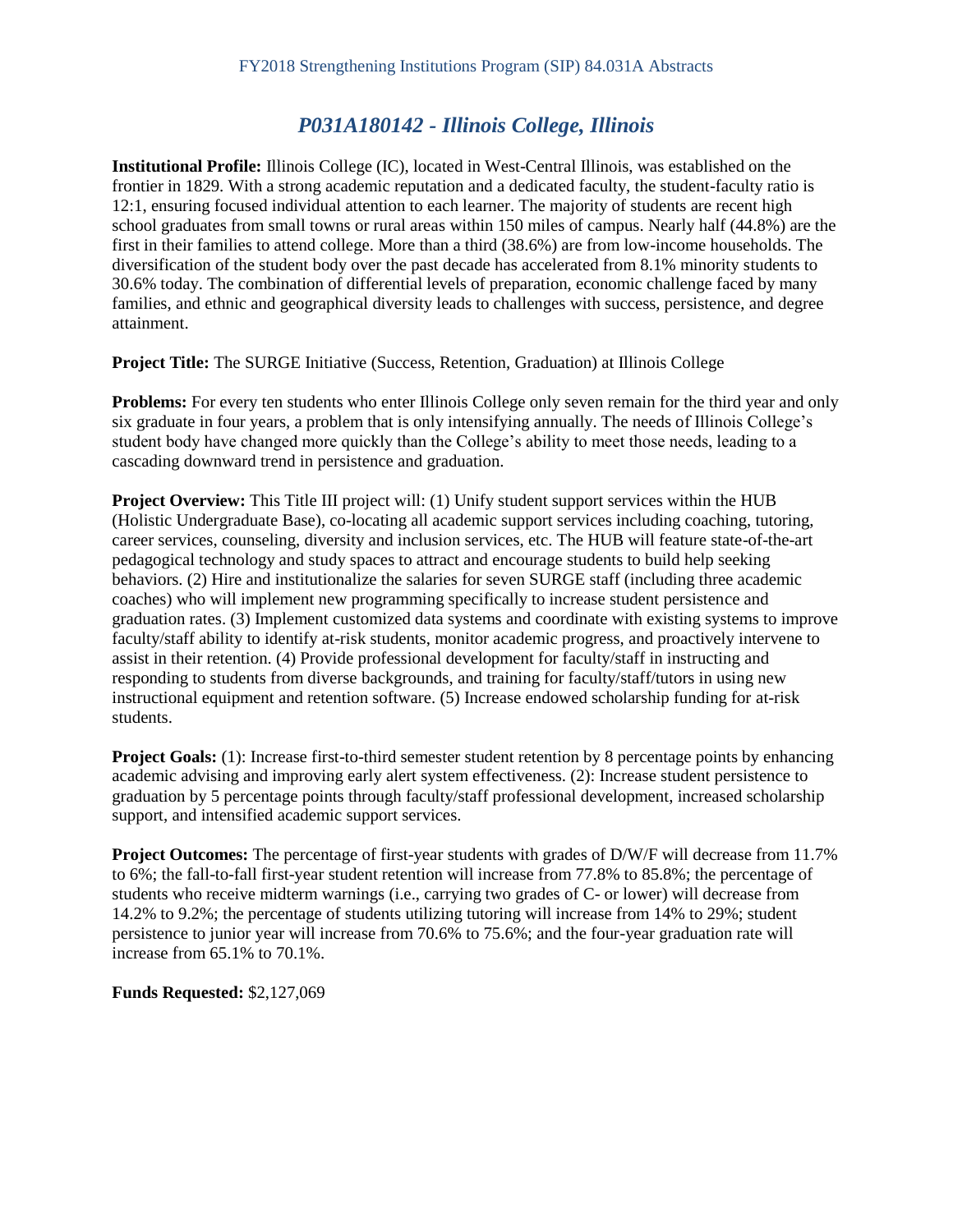## *P031A180142 - Illinois College, Illinois*

**Institutional Profile:** Illinois College (IC), located in West-Central Illinois, was established on the frontier in 1829. With a strong academic reputation and a dedicated faculty, the student-faculty ratio is 12:1, ensuring focused individual attention to each learner. The majority of students are recent high school graduates from small towns or rural areas within 150 miles of campus. Nearly half (44.8%) are the first in their families to attend college. More than a third (38.6%) are from low-income households. The diversification of the student body over the past decade has accelerated from 8.1% minority students to 30.6% today. The combination of differential levels of preparation, economic challenge faced by many families, and ethnic and geographical diversity leads to challenges with success, persistence, and degree attainment.

**Project Title:** The SURGE Initiative (Success, Retention, Graduation) at Illinois College

**Problems:** For every ten students who enter Illinois College only seven remain for the third year and only six graduate in four years, a problem that is only intensifying annually. The needs of Illinois College's student body have changed more quickly than the College's ability to meet those needs, leading to a cascading downward trend in persistence and graduation.

**Project Overview:** This Title III project will: (1) Unify student support services within the HUB (Holistic Undergraduate Base), co-locating all academic support services including coaching, tutoring, career services, counseling, diversity and inclusion services, etc. The HUB will feature state-of-the-art pedagogical technology and study spaces to attract and encourage students to build help seeking behaviors. (2) Hire and institutionalize the salaries for seven SURGE staff (including three academic coaches) who will implement new programming specifically to increase student persistence and graduation rates. (3) Implement customized data systems and coordinate with existing systems to improve faculty/staff ability to identify at-risk students, monitor academic progress, and proactively intervene to assist in their retention. (4) Provide professional development for faculty/staff in instructing and responding to students from diverse backgrounds, and training for faculty/staff/tutors in using new instructional equipment and retention software. (5) Increase endowed scholarship funding for at-risk students.

**Project Goals:** (1): Increase first-to-third semester student retention by 8 percentage points by enhancing academic advising and improving early alert system effectiveness. (2): Increase student persistence to graduation by 5 percentage points through faculty/staff professional development, increased scholarship support, and intensified academic support services.

**Project Outcomes:** The percentage of first-year students with grades of D/W/F will decrease from 11.7% to 6%; the fall-to-fall first-year student retention will increase from 77.8% to 85.8%; the percentage of students who receive midterm warnings (i.e., carrying two grades of C- or lower) will decrease from 14.2% to 9.2%; the percentage of students utilizing tutoring will increase from 14% to 29%; student persistence to junior year will increase from 70.6% to 75.6%; and the four-year graduation rate will increase from 65.1% to 70.1%.

**Funds Requested:** $2,127,069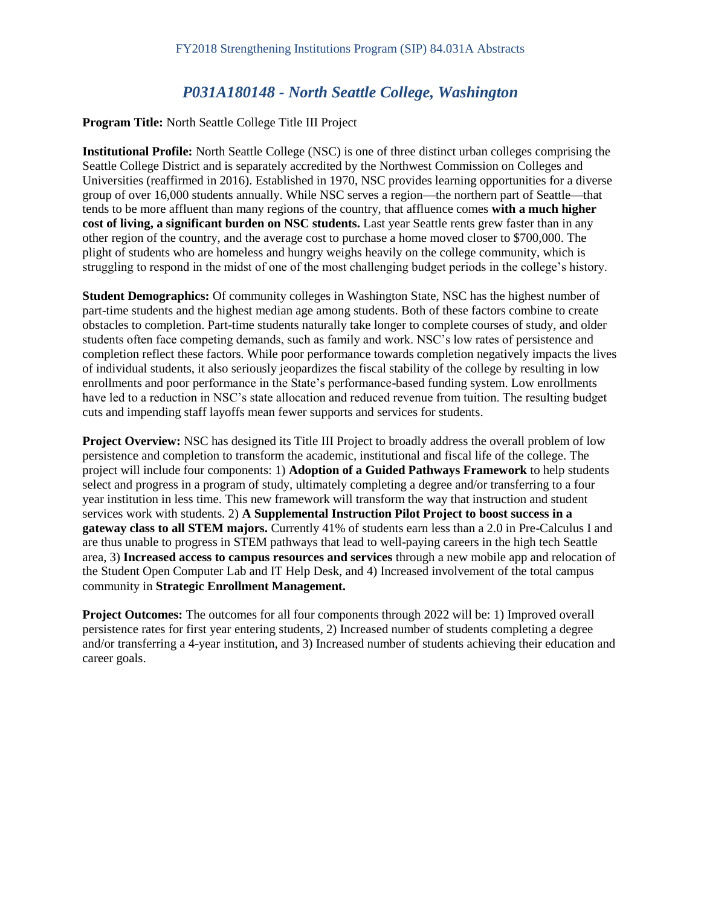## *P031A180148 - North Seattle College, Washington*

**Program Title:** North Seattle College Title III Project

**Institutional Profile:** North Seattle College (NSC) is one of three distinct urban colleges comprising the Seattle College District and is separately accredited by the Northwest Commission on Colleges and Universities (reaffirmed in 2016). Established in 1970, NSC provides learning opportunities for a diverse group of over 16,000 students annually. While NSC serves a region—the northern part of Seattle—that tends to be more affluent than many regions of the country, that affluence comes **with a much higher cost of living, a significant burden on NSC students.** Last year Seattle rents grew faster than in any other region of the country, and the average cost to purchase a home moved closer to $700,000. The plight of students who are homeless and hungry weighs heavily on the college community, which is struggling to respond in the midst of one of the most challenging budget periods in the college's history.

**Student Demographics:** Of community colleges in Washington State, NSC has the highest number of part-time students and the highest median age among students. Both of these factors combine to create obstacles to completion. Part-time students naturally take longer to complete courses of study, and older students often face competing demands, such as family and work. NSC's low rates of persistence and completion reflect these factors. While poor performance towards completion negatively impacts the lives of individual students, it also seriously jeopardizes the fiscal stability of the college by resulting in low enrollments and poor performance in the State's performance-based funding system. Low enrollments have led to a reduction in NSC's state allocation and reduced revenue from tuition. The resulting budget cuts and impending staff layoffs mean fewer supports and services for students.

**Project Overview:** NSC has designed its Title III Project to broadly address the overall problem of low persistence and completion to transform the academic, institutional and fiscal life of the college. The project will include four components: 1) **Adoption of a Guided Pathways Framework** to help students select and progress in a program of study, ultimately completing a degree and/or transferring to a four year institution in less time. This new framework will transform the way that instruction and student services work with students. 2) **A Supplemental Instruction Pilot Project to boost success in a gateway class to all STEM majors.** Currently 41% of students earn less than a 2.0 in Pre-Calculus I and are thus unable to progress in STEM pathways that lead to well-paying careers in the high tech Seattle area, 3) **Increased access to campus resources and services** through a new mobile app and relocation of the Student Open Computer Lab and IT Help Desk, and 4) Increased involvement of the total campus community in **Strategic Enrollment Management.**

**Project Outcomes:** The outcomes for all four components through 2022 will be: 1) Improved overall persistence rates for first year entering students, 2) Increased number of students completing a degree and/or transferring a 4-year institution, and 3) Increased number of students achieving their education and career goals.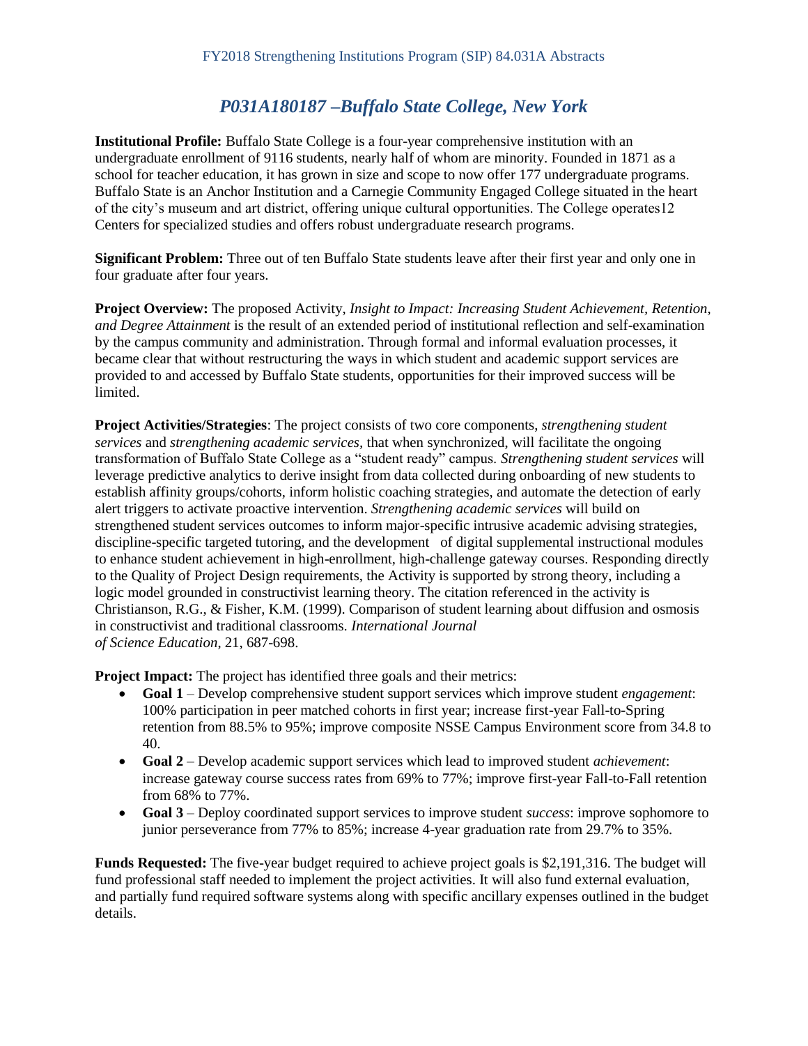## *P031A180187 –Buffalo State College, New York*

**Institutional Profile:** Buffalo State College is a four-year comprehensive institution with an undergraduate enrollment of 9116 students, nearly half of whom are minority. Founded in 1871 as a school for teacher education, it has grown in size and scope to now offer 177 undergraduate programs. Buffalo State is an Anchor Institution and a Carnegie Community Engaged College situated in the heart of the city's museum and art district, offering unique cultural opportunities. The College operates12 Centers for specialized studies and offers robust undergraduate research programs.

**Significant Problem:** Three out of ten Buffalo State students leave after their first year and only one in four graduate after four years.

**Project Overview:** The proposed Activity, *Insight to Impact: Increasing Student Achievement, Retention, and Degree Attainment* is the result of an extended period of institutional reflection and self-examination by the campus community and administration. Through formal and informal evaluation processes, it became clear that without restructuring the ways in which student and academic support services are provided to and accessed by Buffalo State students, opportunities for their improved success will be limited.

**Project Activities/Strategies**: The project consists of two core components, *strengthening student services* and *strengthening academic services,* that when synchronized, will facilitate the ongoing transformation of Buffalo State College as a "student ready" campus. *Strengthening student services* will leverage predictive analytics to derive insight from data collected during onboarding of new students to establish affinity groups/cohorts, inform holistic coaching strategies, and automate the detection of early alert triggers to activate proactive intervention. *Strengthening academic services* will build on strengthened student services outcomes to inform major-specific intrusive academic advising strategies, discipline-specific targeted tutoring, and the development of digital supplemental instructional modules to enhance student achievement in high-enrollment, high-challenge gateway courses. Responding directly to the Quality of Project Design requirements, the Activity is supported by strong theory, including a logic model grounded in constructivist learning theory. The citation referenced in the activity is Christianson, R.G., & Fisher, K.M. (1999). Comparison of student learning about diffusion and osmosis in constructivist and traditional classrooms. *International Journal of Science Education*, 21, 687-698.

**Project Impact:** The project has identified three goals and their metrics:

- **Goal 1** – Develop comprehensive student support services which improve student *engagement*: 100% participation in peer matched cohorts in first year; increase first-year Fall-to-Spring retention from 88.5% to 95%; improve composite NSSE Campus Environment score from 34.8 to 40.
- **Goal 2** – Develop academic support services which lead to improved student *achievement*: increase gateway course success rates from 69% to 77%; improve first-year Fall-to-Fall retention from 68% to 77%.
- **Goal 3** – Deploy coordinated support services to improve student *success*: improve sophomore to junior perseverance from 77% to 85%; increase 4-year graduation rate from 29.7% to 35%.

**Funds Requested:** The five-year budget required to achieve project goals is $2,191,316. The budget will fund professional staff needed to implement the project activities. It will also fund external evaluation, and partially fund required software systems along with specific ancillary expenses outlined in the budget details.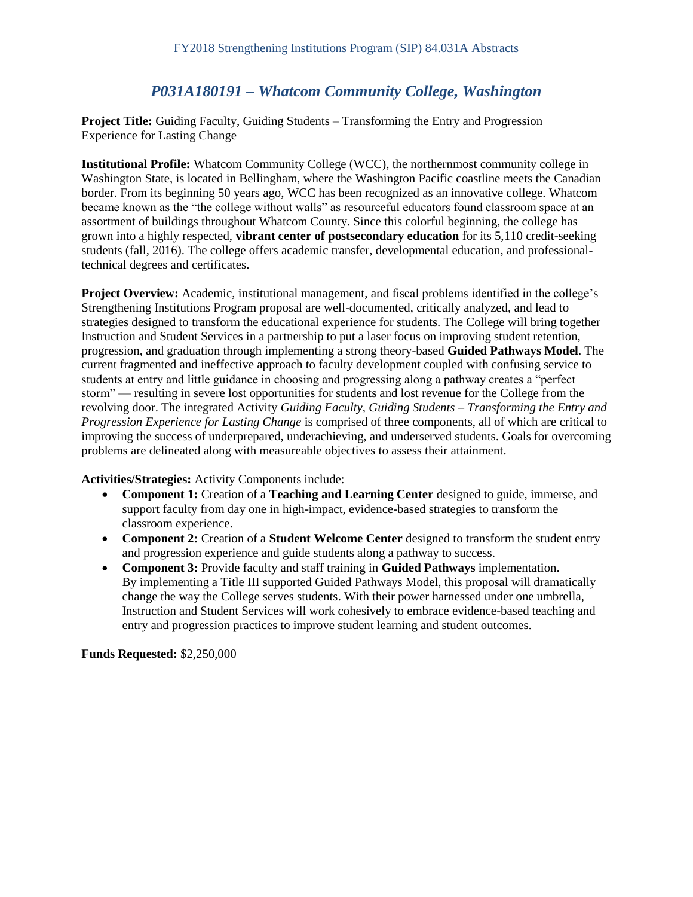## *P031A180191 – Whatcom Community College, Washington*

**Project Title:** Guiding Faculty, Guiding Students – Transforming the Entry and Progression Experience for Lasting Change

**Institutional Profile:** Whatcom Community College (WCC), the northernmost community college in Washington State, is located in Bellingham, where the Washington Pacific coastline meets the Canadian border. From its beginning 50 years ago, WCC has been recognized as an innovative college. Whatcom became known as the "the college without walls" as resourceful educators found classroom space at an assortment of buildings throughout Whatcom County. Since this colorful beginning, the college has grown into a highly respected, **vibrant center of postsecondary education** for its 5,110 credit-seeking students (fall, 2016). The college offers academic transfer, developmental education, and professional-technical degrees and certificates.

**Project Overview:** Academic, institutional management, and fiscal problems identified in the college's Strengthening Institutions Program proposal are well-documented, critically analyzed, and lead to strategies designed to transform the educational experience for students. The College will bring together Instruction and Student Services in a partnership to put a laser focus on improving student retention, progression, and graduation through implementing a strong theory-based **Guided Pathways Model**. The current fragmented and ineffective approach to faculty development coupled with confusing service to students at entry and little guidance in choosing and progressing along a pathway creates a "perfect storm" — resulting in severe lost opportunities for students and lost revenue for the College from the revolving door. The integrated Activity *Guiding Faculty, Guiding Students – Transforming the Entry and Progression Experience for Lasting Change* is comprised of three components, all of which are critical to improving the success of underprepared, underachieving, and underserved students. Goals for overcoming problems are delineated along with measureable objectives to assess their attainment.

**Activities/Strategies:** Activity Components include:

- **Component 1:** Creation of a **Teaching and Learning Center** designed to guide, immerse, and support faculty from day one in high-impact, evidence-based strategies to transform the classroom experience.
- **Component 2:** Creation of a **Student Welcome Center** designed to transform the student entry and progression experience and guide students along a pathway to success.
- **Component 3:** Provide faculty and staff training in **Guided Pathways** implementation. By implementing a Title III supported Guided Pathways Model, this proposal will dramatically change the way the College serves students. With their power harnessed under one umbrella, Instruction and Student Services will work cohesively to embrace evidence-based teaching and entry and progression practices to improve student learning and student outcomes.

**Funds Requested:** $2,250,000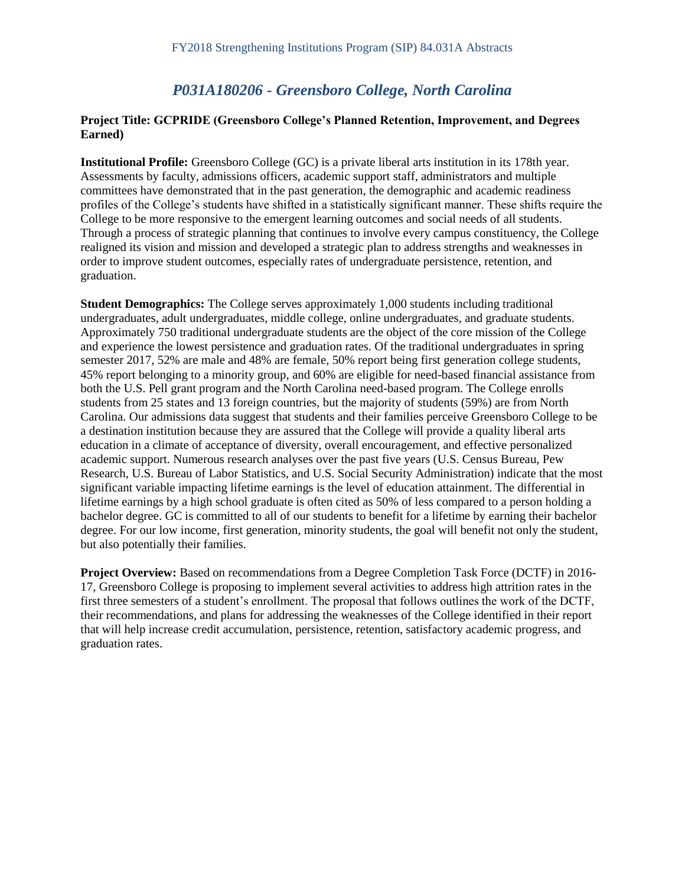## *P031A180206 - Greensboro College, North Carolina*

**Project Title: GCPRIDE (Greensboro College's Planned Retention, Improvement, and Degrees Earned)**

**Institutional Profile:** Greensboro College (GC) is a private liberal arts institution in its 178th year. Assessments by faculty, admissions officers, academic support staff, administrators and multiple committees have demonstrated that in the past generation, the demographic and academic readiness profiles of the College's students have shifted in a statistically significant manner. These shifts require the College to be more responsive to the emergent learning outcomes and social needs of all students. Through a process of strategic planning that continues to involve every campus constituency, the College realigned its vision and mission and developed a strategic plan to address strengths and weaknesses in order to improve student outcomes, especially rates of undergraduate persistence, retention, and graduation.

**Student Demographics:** The College serves approximately 1,000 students including traditional undergraduates, adult undergraduates, middle college, online undergraduates, and graduate students. Approximately 750 traditional undergraduate students are the object of the core mission of the College and experience the lowest persistence and graduation rates. Of the traditional undergraduates in spring semester 2017, 52% are male and 48% are female, 50% report being first generation college students, 45% report belonging to a minority group, and 60% are eligible for need-based financial assistance from both the U.S. Pell grant program and the North Carolina need-based program. The College enrolls students from 25 states and 13 foreign countries, but the majority of students (59%) are from North Carolina. Our admissions data suggest that students and their families perceive Greensboro College to be a destination institution because they are assured that the College will provide a quality liberal arts education in a climate of acceptance of diversity, overall encouragement, and effective personalized academic support. Numerous research analyses over the past five years (U.S. Census Bureau, Pew Research, U.S. Bureau of Labor Statistics, and U.S. Social Security Administration) indicate that the most significant variable impacting lifetime earnings is the level of education attainment. The differential in lifetime earnings by a high school graduate is often cited as 50% of less compared to a person holding a bachelor degree. GC is committed to all of our students to benefit for a lifetime by earning their bachelor degree. For our low income, first generation, minority students, the goal will benefit not only the student, but also potentially their families.

**Project Overview:** Based on recommendations from a Degree Completion Task Force (DCTF) in 2016-17, Greensboro College is proposing to implement several activities to address high attrition rates in the first three semesters of a student's enrollment. The proposal that follows outlines the work of the DCTF, their recommendations, and plans for addressing the weaknesses of the College identified in their report that will help increase credit accumulation, persistence, retention, satisfactory academic progress, and graduation rates.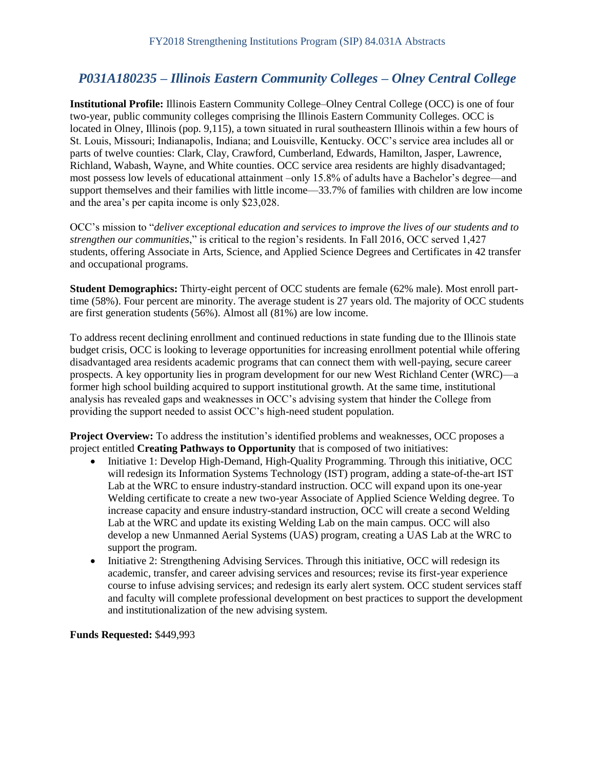## *P031A180235 – Illinois Eastern Community Colleges – Olney Central College*

**Institutional Profile:** Illinois Eastern Community College–Olney Central College (OCC) is one of four two-year, public community colleges comprising the Illinois Eastern Community Colleges. OCC is located in Olney, Illinois (pop. 9,115), a town situated in rural southeastern Illinois within a few hours of St. Louis, Missouri; Indianapolis, Indiana; and Louisville, Kentucky. OCC's service area includes all or parts of twelve counties: Clark, Clay, Crawford, Cumberland, Edwards, Hamilton, Jasper, Lawrence, Richland, Wabash, Wayne, and White counties. OCC service area residents are highly disadvantaged; most possess low levels of educational attainment –only 15.8% of adults have a Bachelor's degree—and support themselves and their families with little income—33.7% of families with children are low income and the area's per capita income is only $23,028.

OCC's mission to "*deliver exceptional education and services to improve the lives of our students and to strengthen our communities*," is critical to the region's residents. In Fall 2016, OCC served 1,427 students, offering Associate in Arts, Science, and Applied Science Degrees and Certificates in 42 transfer and occupational programs.

**Student Demographics:** Thirty-eight percent of OCC students are female (62% male). Most enroll part-time (58%). Four percent are minority. The average student is 27 years old. The majority of OCC students are first generation students (56%). Almost all (81%) are low income.

To address recent declining enrollment and continued reductions in state funding due to the Illinois state budget crisis, OCC is looking to leverage opportunities for increasing enrollment potential while offering disadvantaged area residents academic programs that can connect them with well-paying, secure career prospects. A key opportunity lies in program development for our new West Richland Center (WRC)—a former high school building acquired to support institutional growth. At the same time, institutional analysis has revealed gaps and weaknesses in OCC's advising system that hinder the College from providing the support needed to assist OCC's high-need student population.

**Project Overview:** To address the institution's identified problems and weaknesses, OCC proposes a project entitled **Creating Pathways to Opportunity** that is composed of two initiatives:

- Initiative 1: Develop High-Demand, High-Quality Programming. Through this initiative, OCC will redesign its Information Systems Technology (IST) program, adding a state-of-the-art IST Lab at the WRC to ensure industry-standard instruction. OCC will expand upon its one-year Welding certificate to create a new two-year Associate of Applied Science Welding degree. To increase capacity and ensure industry-standard instruction, OCC will create a second Welding Lab at the WRC and update its existing Welding Lab on the main campus. OCC will also develop a new Unmanned Aerial Systems (UAS) program, creating a UAS Lab at the WRC to support the program.
- Initiative 2: Strengthening Advising Services. Through this initiative, OCC will redesign its academic, transfer, and career advising services and resources; revise its first-year experience course to infuse advising services; and redesign its early alert system. OCC student services staff and faculty will complete professional development on best practices to support the development and institutionalization of the new advising system.

**Funds Requested:** $449,993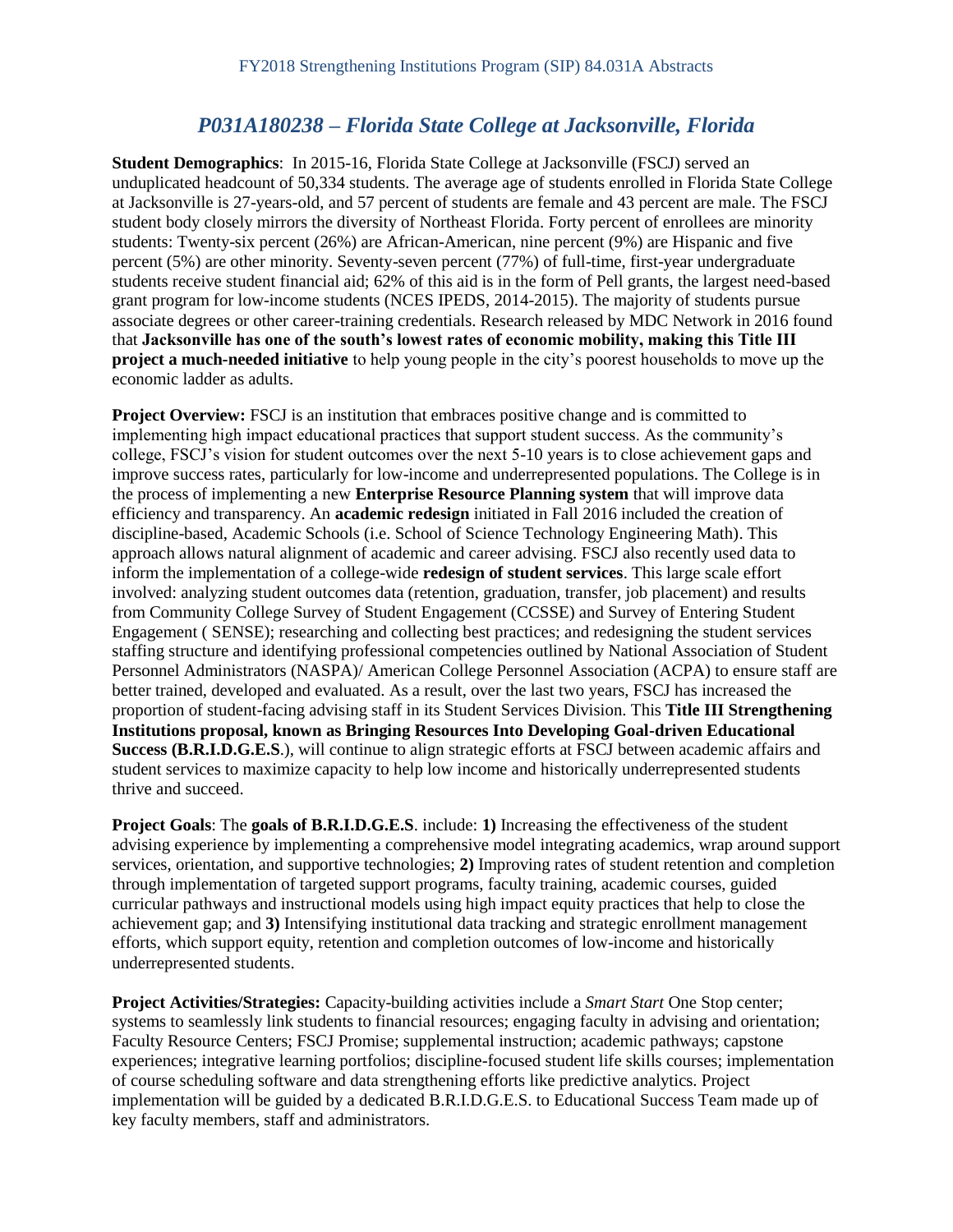## *P031A180238 – Florida State College at Jacksonville, Florida*

**Student Demographics**: In 2015-16, Florida State College at Jacksonville (FSCJ) served an unduplicated headcount of 50,334 students. The average age of students enrolled in Florida State College at Jacksonville is 27-years-old, and 57 percent of students are female and 43 percent are male. The FSCJ student body closely mirrors the diversity of Northeast Florida. Forty percent of enrollees are minority students: Twenty-six percent (26%) are African-American, nine percent (9%) are Hispanic and five percent (5%) are other minority. Seventy-seven percent (77%) of full-time, first-year undergraduate students receive student financial aid; 62% of this aid is in the form of Pell grants, the largest need-based grant program for low-income students (NCES IPEDS, 2014-2015). The majority of students pursue associate degrees or other career-training credentials. Research released by MDC Network in 2016 found that **Jacksonville has one of the south's lowest rates of economic mobility, making this Title III project a much-needed initiative** to help young people in the city's poorest households to move up the economic ladder as adults.

**Project Overview:** FSCJ is an institution that embraces positive change and is committed to implementing high impact educational practices that support student success. As the community's college, FSCJ's vision for student outcomes over the next 5-10 years is to close achievement gaps and improve success rates, particularly for low-income and underrepresented populations. The College is in the process of implementing a new **Enterprise Resource Planning system** that will improve data efficiency and transparency. An **academic redesign** initiated in Fall 2016 included the creation of discipline-based, Academic Schools (i.e. School of Science Technology Engineering Math). This approach allows natural alignment of academic and career advising. FSCJ also recently used data to inform the implementation of a college-wide **redesign of student services**. This large scale effort involved: analyzing student outcomes data (retention, graduation, transfer, job placement) and results from Community College Survey of Student Engagement (CCSSE) and Survey of Entering Student Engagement ( SENSE); researching and collecting best practices; and redesigning the student services staffing structure and identifying professional competencies outlined by National Association of Student Personnel Administrators (NASPA)/ American College Personnel Association (ACPA) to ensure staff are better trained, developed and evaluated. As a result, over the last two years, FSCJ has increased the proportion of student-facing advising staff in its Student Services Division. This **Title III Strengthening Institutions proposal, known as Bringing Resources Into Developing Goal-driven Educational Success (B.R.I.D.G.E.S**.), will continue to align strategic efforts at FSCJ between academic affairs and student services to maximize capacity to help low income and historically underrepresented students thrive and succeed.

**Project Goals**: The **goals of B.R.I.D.G.E.S**. include: **1)** Increasing the effectiveness of the student advising experience by implementing a comprehensive model integrating academics, wrap around support services, orientation, and supportive technologies; **2)** Improving rates of student retention and completion through implementation of targeted support programs, faculty training, academic courses, guided curricular pathways and instructional models using high impact equity practices that help to close the achievement gap; and **3)** Intensifying institutional data tracking and strategic enrollment management efforts, which support equity, retention and completion outcomes of low-income and historically underrepresented students.

**Project Activities/Strategies:** Capacity-building activities include a *Smart Start* One Stop center; systems to seamlessly link students to financial resources; engaging faculty in advising and orientation; Faculty Resource Centers; FSCJ Promise; supplemental instruction; academic pathways; capstone experiences; integrative learning portfolios; discipline-focused student life skills courses; implementation of course scheduling software and data strengthening efforts like predictive analytics. Project implementation will be guided by a dedicated B.R.I.D.G.E.S. to Educational Success Team made up of key faculty members, staff and administrators.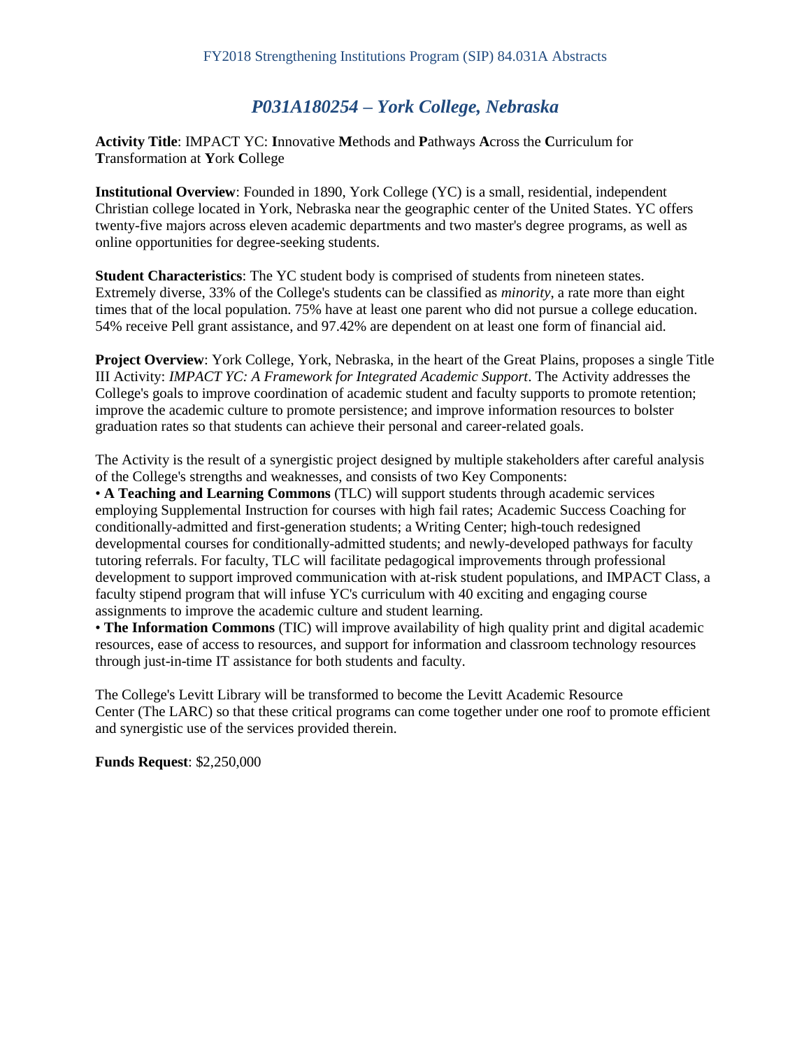## *P031A180254 – York College, Nebraska*

**Activity Title**: IMPACT YC: **I**nnovative **M**ethods and **P**athways **A**cross the **C**urriculum for **T**ransformation at **Y**ork **C**ollege

**Institutional Overview**: Founded in 1890, York College (YC) is a small, residential, independent Christian college located in York, Nebraska near the geographic center of the United States. YC offers twenty-five majors across eleven academic departments and two master's degree programs, as well as online opportunities for degree-seeking students.

**Student Characteristics**: The YC student body is comprised of students from nineteen states. Extremely diverse, 33% of the College's students can be classified as *minority*, a rate more than eight times that of the local population. 75% have at least one parent who did not pursue a college education. 54% receive Pell grant assistance, and 97.42% are dependent on at least one form of financial aid.

**Project Overview**: York College, York, Nebraska, in the heart of the Great Plains, proposes a single Title III Activity: *IMPACT YC: A Framework for Integrated Academic Support*. The Activity addresses the College's goals to improve coordination of academic student and faculty supports to promote retention; improve the academic culture to promote persistence; and improve information resources to bolster graduation rates so that students can achieve their personal and career-related goals.

The Activity is the result of a synergistic project designed by multiple stakeholders after careful analysis of the College's strengths and weaknesses, and consists of two Key Components:

- **A Teaching and Learning Commons** (TLC) will support students through academic services employing Supplemental Instruction for courses with high fail rates; Academic Success Coaching for conditionally-admitted and first-generation students; a Writing Center; high-touch redesigned developmental courses for conditionally-admitted students; and newly-developed pathways for faculty tutoring referrals. For faculty, TLC will facilitate pedagogical improvements through professional development to support improved communication with at-risk student populations, and IMPACT Class, a faculty stipend program that will infuse YC's curriculum with 40 exciting and engaging course assignments to improve the academic culture and student learning.
- **The Information Commons** (TIC) will improve availability of high quality print and digital academic resources, ease of access to resources, and support for information and classroom technology resources through just-in-time IT assistance for both students and faculty.

The College's Levitt Library will be transformed to become the Levitt Academic Resource Center (The LARC) so that these critical programs can come together under one roof to promote efficient and synergistic use of the services provided therein.

**Funds Request**: $2,250,000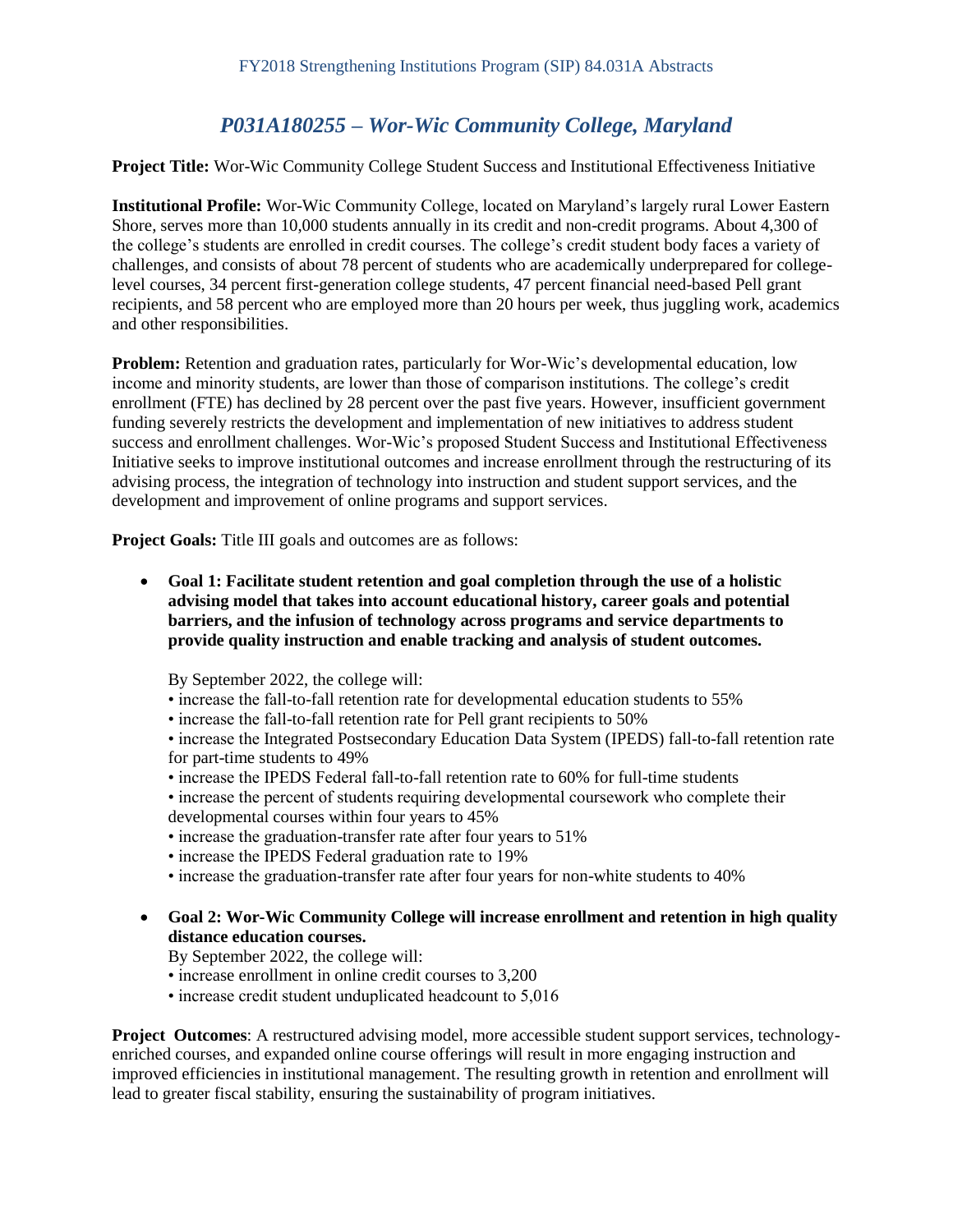## *P031A180255 – Wor-Wic Community College, Maryland*

**Project Title:** Wor-Wic Community College Student Success and Institutional Effectiveness Initiative

**Institutional Profile:** Wor-Wic Community College, located on Maryland's largely rural Lower Eastern Shore, serves more than 10,000 students annually in its credit and non-credit programs. About 4,300 of the college's students are enrolled in credit courses. The college's credit student body faces a variety of challenges, and consists of about 78 percent of students who are academically underprepared for college-level courses, 34 percent first-generation college students, 47 percent financial need-based Pell grant recipients, and 58 percent who are employed more than 20 hours per week, thus juggling work, academics and other responsibilities.

**Problem:** Retention and graduation rates, particularly for Wor-Wic's developmental education, low income and minority students, are lower than those of comparison institutions. The college's credit enrollment (FTE) has declined by 28 percent over the past five years. However, insufficient government funding severely restricts the development and implementation of new initiatives to address student success and enrollment challenges. Wor-Wic's proposed Student Success and Institutional Effectiveness Initiative seeks to improve institutional outcomes and increase enrollment through the restructuring of its advising process, the integration of technology into instruction and student support services, and the development and improvement of online programs and support services.

**Project Goals:** Title III goals and outcomes are as follows:

- **Goal 1: Facilitate student retention and goal completion through the use of a holistic advising model that takes into account educational history, career goals and potential barriers, and the infusion of technology across programs and service departments to provide quality instruction and enable tracking and analysis of student outcomes.**

  By September 2022, the college will:
  - increase the fall-to-fall retention rate for developmental education students to 55%
  - increase the fall-to-fall retention rate for Pell grant recipients to 50%
  - increase the Integrated Postsecondary Education Data System (IPEDS) fall-to-fall retention rate for part-time students to 49%
  - increase the IPEDS Federal fall-to-fall retention rate to 60% for full-time students
  - increase the percent of students requiring developmental coursework who complete their developmental courses within four years to 45%
  - increase the graduation-transfer rate after four years to 51%
  - increase the IPEDS Federal graduation rate to 19%
  - increase the graduation-transfer rate after four years for non-white students to 40%

- **Goal 2: Wor-Wic Community College will increase enrollment and retention in high quality distance education courses.**

  By September 2022, the college will:
  - increase enrollment in online credit courses to 3,200
  - increase credit student unduplicated headcount to 5,016

**Project Outcomes**: A restructured advising model, more accessible student support services, technology-enriched courses, and expanded online course offerings will result in more engaging instruction and improved efficiencies in institutional management. The resulting growth in retention and enrollment will lead to greater fiscal stability, ensuring the sustainability of program initiatives.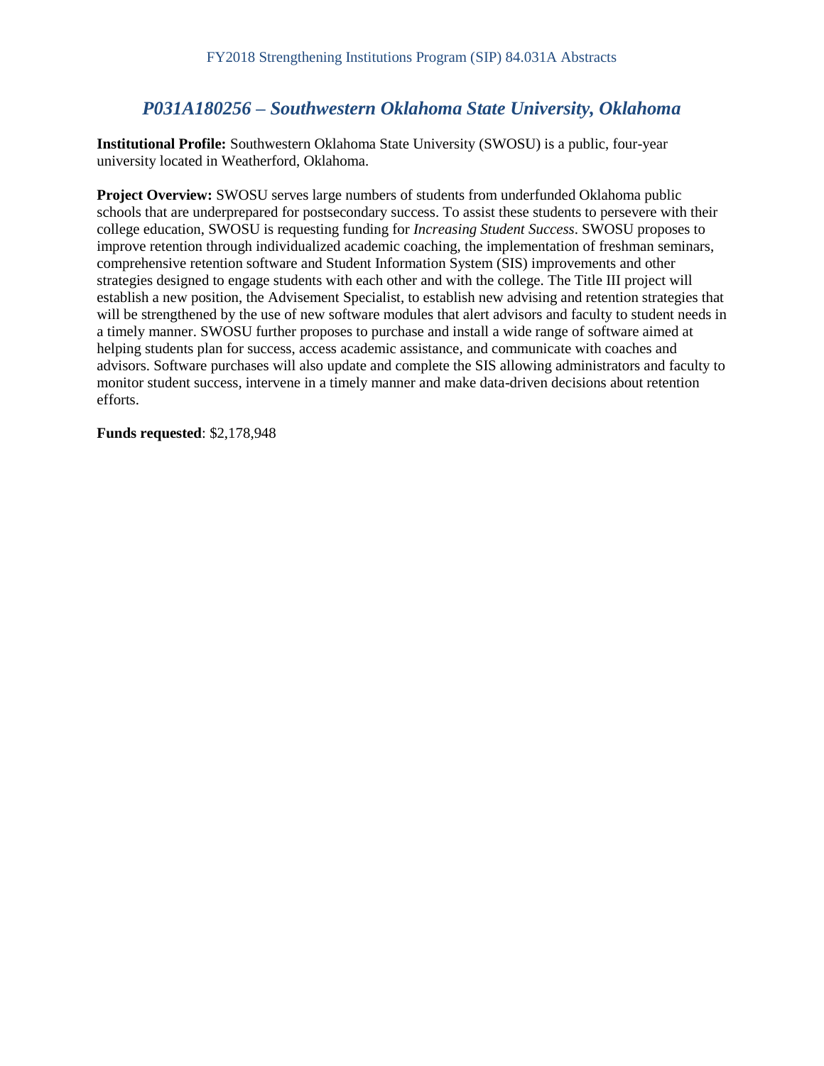## *P031A180256 – Southwestern Oklahoma State University, Oklahoma*

**Institutional Profile:** Southwestern Oklahoma State University (SWOSU) is a public, four-year university located in Weatherford, Oklahoma.

**Project Overview:** SWOSU serves large numbers of students from underfunded Oklahoma public schools that are underprepared for postsecondary success. To assist these students to persevere with their college education, SWOSU is requesting funding for *Increasing Student Success*. SWOSU proposes to improve retention through individualized academic coaching, the implementation of freshman seminars, comprehensive retention software and Student Information System (SIS) improvements and other strategies designed to engage students with each other and with the college. The Title III project will establish a new position, the Advisement Specialist, to establish new advising and retention strategies that will be strengthened by the use of new software modules that alert advisors and faculty to student needs in a timely manner. SWOSU further proposes to purchase and install a wide range of software aimed at helping students plan for success, access academic assistance, and communicate with coaches and advisors. Software purchases will also update and complete the SIS allowing administrators and faculty to monitor student success, intervene in a timely manner and make data-driven decisions about retention efforts.

**Funds requested**: $2,178,948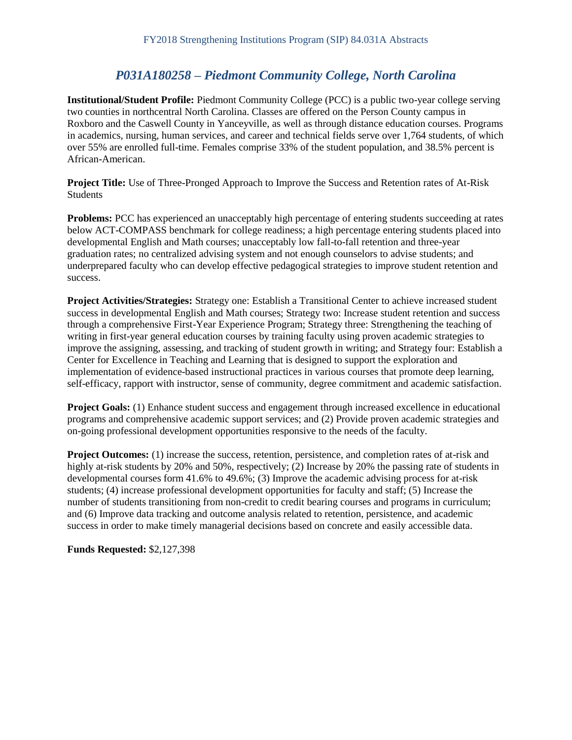## *P031A180258 – Piedmont Community College, North Carolina*

**Institutional/Student Profile:** Piedmont Community College (PCC) is a public two-year college serving two counties in northcentral North Carolina. Classes are offered on the Person County campus in Roxboro and the Caswell County in Yanceyville, as well as through distance education courses. Programs in academics, nursing, human services, and career and technical fields serve over 1,764 students, of which over 55% are enrolled full-time. Females comprise 33% of the student population, and 38.5% percent is African-American.

**Project Title:** Use of Three-Pronged Approach to Improve the Success and Retention rates of At-Risk Students

**Problems:** PCC has experienced an unacceptably high percentage of entering students succeeding at rates below ACT-COMPASS benchmark for college readiness; a high percentage entering students placed into developmental English and Math courses; unacceptably low fall-to-fall retention and three-year graduation rates; no centralized advising system and not enough counselors to advise students; and underprepared faculty who can develop effective pedagogical strategies to improve student retention and success.

**Project Activities/Strategies:** Strategy one: Establish a Transitional Center to achieve increased student success in developmental English and Math courses; Strategy two: Increase student retention and success through a comprehensive First-Year Experience Program; Strategy three: Strengthening the teaching of writing in first-year general education courses by training faculty using proven academic strategies to improve the assigning, assessing, and tracking of student growth in writing; and Strategy four: Establish a Center for Excellence in Teaching and Learning that is designed to support the exploration and implementation of evidence-based instructional practices in various courses that promote deep learning, self-efficacy, rapport with instructor, sense of community, degree commitment and academic satisfaction.

**Project Goals:** (1) Enhance student success and engagement through increased excellence in educational programs and comprehensive academic support services; and (2) Provide proven academic strategies and on-going professional development opportunities responsive to the needs of the faculty.

**Project Outcomes:** (1) increase the success, retention, persistence, and completion rates of at-risk and highly at-risk students by 20% and 50%, respectively; (2) Increase by 20% the passing rate of students in developmental courses form 41.6% to 49.6%; (3) Improve the academic advising process for at-risk students; (4) increase professional development opportunities for faculty and staff; (5) Increase the number of students transitioning from non-credit to credit bearing courses and programs in curriculum; and (6) Improve data tracking and outcome analysis related to retention, persistence, and academic success in order to make timely managerial decisions based on concrete and easily accessible data.

**Funds Requested:** $2,127,398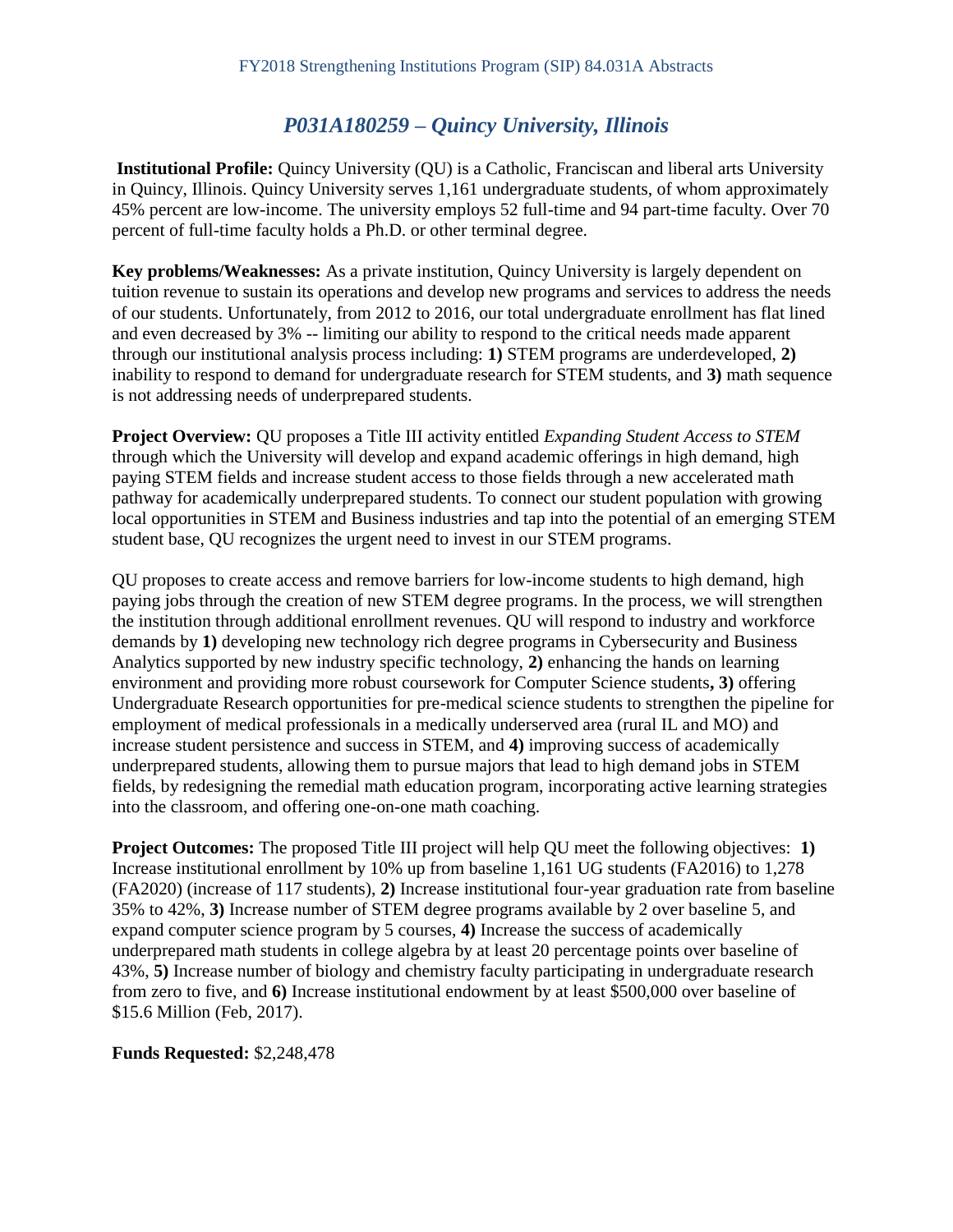## *P031A180259 – Quincy University, Illinois*

**Institutional Profile:** Quincy University (QU) is a Catholic, Franciscan and liberal arts University in Quincy, Illinois. Quincy University serves 1,161 undergraduate students, of whom approximately 45% percent are low-income. The university employs 52 full-time and 94 part-time faculty. Over 70 percent of full-time faculty holds a Ph.D. or other terminal degree.

**Key problems/Weaknesses:** As a private institution, Quincy University is largely dependent on tuition revenue to sustain its operations and develop new programs and services to address the needs of our students. Unfortunately, from 2012 to 2016, our total undergraduate enrollment has flat lined and even decreased by 3% -- limiting our ability to respond to the critical needs made apparent through our institutional analysis process including: **1)** STEM programs are underdeveloped, **2)** inability to respond to demand for undergraduate research for STEM students, and **3)** math sequence is not addressing needs of underprepared students.

**Project Overview:** QU proposes a Title III activity entitled *Expanding Student Access to STEM* through which the University will develop and expand academic offerings in high demand, high paying STEM fields and increase student access to those fields through a new accelerated math pathway for academically underprepared students. To connect our student population with growing local opportunities in STEM and Business industries and tap into the potential of an emerging STEM student base, QU recognizes the urgent need to invest in our STEM programs.

QU proposes to create access and remove barriers for low-income students to high demand, high paying jobs through the creation of new STEM degree programs. In the process, we will strengthen the institution through additional enrollment revenues. QU will respond to industry and workforce demands by **1)** developing new technology rich degree programs in Cybersecurity and Business Analytics supported by new industry specific technology, **2)** enhancing the hands on learning environment and providing more robust coursework for Computer Science students**, 3)** offering Undergraduate Research opportunities for pre-medical science students to strengthen the pipeline for employment of medical professionals in a medically underserved area (rural IL and MO) and increase student persistence and success in STEM, and **4)** improving success of academically underprepared students, allowing them to pursue majors that lead to high demand jobs in STEM fields, by redesigning the remedial math education program, incorporating active learning strategies into the classroom, and offering one-on-one math coaching.

**Project Outcomes:** The proposed Title III project will help QU meet the following objectives: **1)** Increase institutional enrollment by 10% up from baseline 1,161 UG students (FA2016) to 1,278 (FA2020) (increase of 117 students), **2)** Increase institutional four-year graduation rate from baseline 35% to 42%, **3)** Increase number of STEM degree programs available by 2 over baseline 5, and expand computer science program by 5 courses, **4)** Increase the success of academically underprepared math students in college algebra by at least 20 percentage points over baseline of 43%, **5)** Increase number of biology and chemistry faculty participating in undergraduate research from zero to five, and **6)** Increase institutional endowment by at least \$500,000 over baseline of \$15.6 Million (Feb, 2017).

**Funds Requested:** \$2,248,478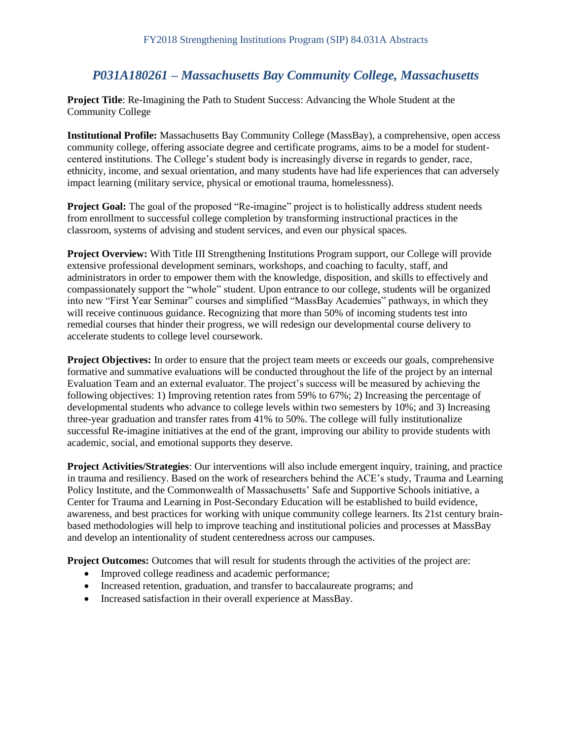## *P031A180261 – Massachusetts Bay Community College, Massachusetts*

**Project Title**: Re-Imagining the Path to Student Success: Advancing the Whole Student at the Community College

**Institutional Profile:** Massachusetts Bay Community College (MassBay), a comprehensive, open access community college, offering associate degree and certificate programs, aims to be a model for student-centered institutions. The College's student body is increasingly diverse in regards to gender, race, ethnicity, income, and sexual orientation, and many students have had life experiences that can adversely impact learning (military service, physical or emotional trauma, homelessness).

**Project Goal:** The goal of the proposed "Re-imagine" project is to holistically address student needs from enrollment to successful college completion by transforming instructional practices in the classroom, systems of advising and student services, and even our physical spaces.

**Project Overview:** With Title III Strengthening Institutions Program support, our College will provide extensive professional development seminars, workshops, and coaching to faculty, staff, and administrators in order to empower them with the knowledge, disposition, and skills to effectively and compassionately support the "whole" student. Upon entrance to our college, students will be organized into new "First Year Seminar" courses and simplified "MassBay Academies" pathways, in which they will receive continuous guidance. Recognizing that more than 50% of incoming students test into remedial courses that hinder their progress, we will redesign our developmental course delivery to accelerate students to college level coursework.

**Project Objectives:** In order to ensure that the project team meets or exceeds our goals, comprehensive formative and summative evaluations will be conducted throughout the life of the project by an internal Evaluation Team and an external evaluator. The project's success will be measured by achieving the following objectives: 1) Improving retention rates from 59% to 67%; 2) Increasing the percentage of developmental students who advance to college levels within two semesters by 10%; and 3) Increasing three-year graduation and transfer rates from 41% to 50%. The college will fully institutionalize successful Re-imagine initiatives at the end of the grant, improving our ability to provide students with academic, social, and emotional supports they deserve.

**Project Activities/Strategies**: Our interventions will also include emergent inquiry, training, and practice in trauma and resiliency. Based on the work of researchers behind the ACE's study, Trauma and Learning Policy Institute, and the Commonwealth of Massachusetts' Safe and Supportive Schools initiative, a Center for Trauma and Learning in Post-Secondary Education will be established to build evidence, awareness, and best practices for working with unique community college learners. Its 21st century brain-based methodologies will help to improve teaching and institutional policies and processes at MassBay and develop an intentionality of student centeredness across our campuses.

**Project Outcomes:** Outcomes that will result for students through the activities of the project are:

- Improved college readiness and academic performance;
- Increased retention, graduation, and transfer to baccalaureate programs; and
- Increased satisfaction in their overall experience at MassBay.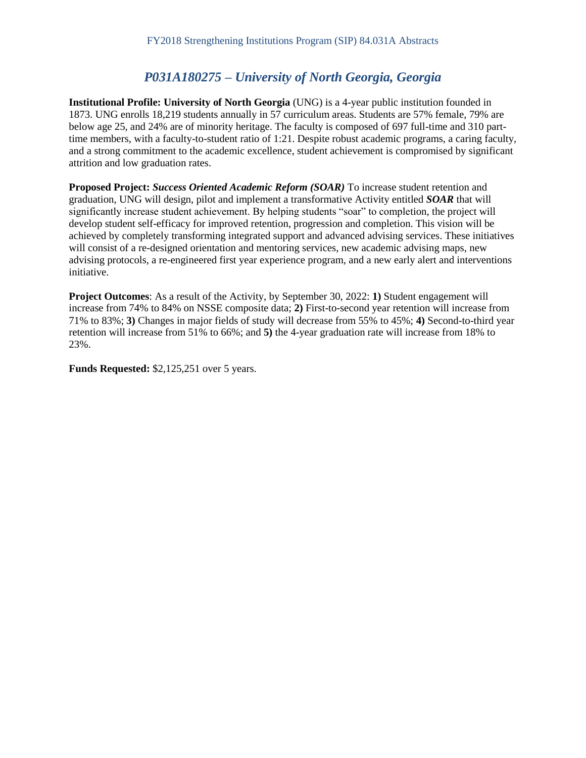## *P031A180275 – University of North Georgia, Georgia*

**Institutional Profile: University of North Georgia** (UNG) is a 4-year public institution founded in 1873. UNG enrolls 18,219 students annually in 57 curriculum areas. Students are 57% female, 79% are below age 25, and 24% are of minority heritage. The faculty is composed of 697 full-time and 310 part-time members, with a faculty-to-student ratio of 1:21. Despite robust academic programs, a caring faculty, and a strong commitment to the academic excellence, student achievement is compromised by significant attrition and low graduation rates.

**Proposed Project:** ***Success Oriented Academic Reform (SOAR)*** To increase student retention and graduation, UNG will design, pilot and implement a transformative Activity entitled ***SOAR*** that will significantly increase student achievement. By helping students "soar" to completion, the project will develop student self-efficacy for improved retention, progression and completion. This vision will be achieved by completely transforming integrated support and advanced advising services. These initiatives will consist of a re-designed orientation and mentoring services, new academic advising maps, new advising protocols, a re-engineered first year experience program, and a new early alert and interventions initiative.

**Project Outcomes**: As a result of the Activity, by September 30, 2022: **1)** Student engagement will increase from 74% to 84% on NSSE composite data; **2)** First-to-second year retention will increase from 71% to 83%; **3)** Changes in major fields of study will decrease from 55% to 45%; **4)** Second-to-third year retention will increase from 51% to 66%; and **5)** the 4-year graduation rate will increase from 18% to 23%.

**Funds Requested:** $2,125,251 over 5 years.